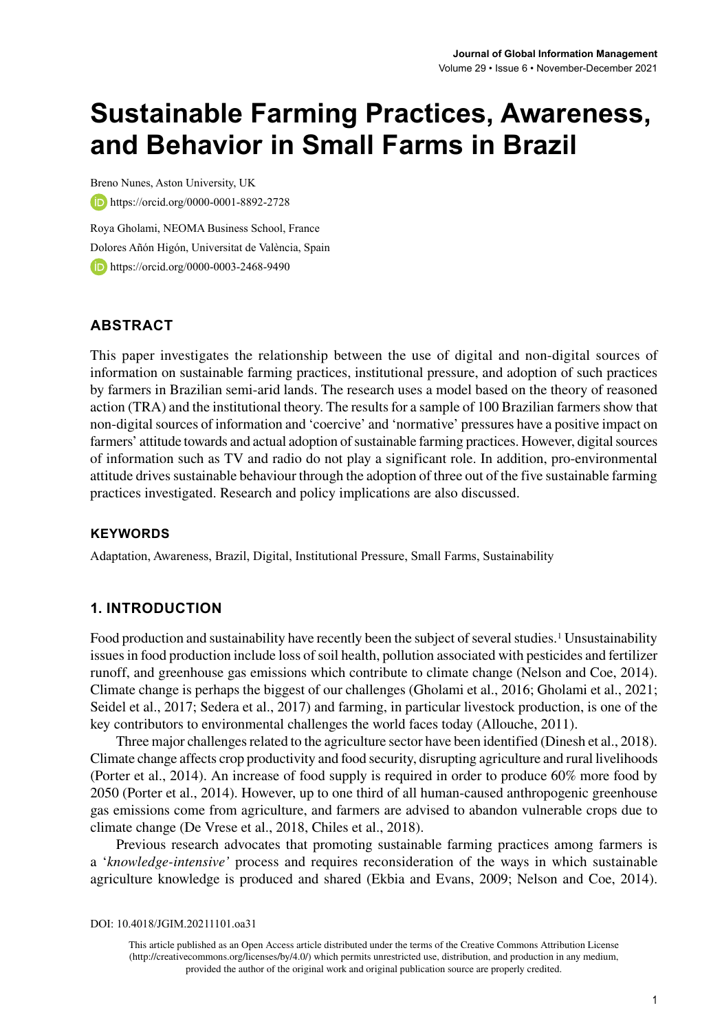# Sustainable Farming Practices, Awareness, and Behavior in Small Farms in Brazil

Breno Nunes, Aston University, UK

https://orcid.org/0000-0001-8892-2728

Roya Gholami, NEOMA Business School, France

Dolores Añón Higón, Universitat de València, Spain

https://orcid.org/0000-0003-2468-9490

## ABSTRACT

This paper investigates the relationship between the use of digital and non-digital sources of information on sustainable farming practices, institutional pressure, and adoption of such practices by farmers in Brazilian semi-arid lands. The research uses a model based on the theory of reasoned action (TRA) and the institutional theory. The results for a sample of 100 Brazilian farmers show that non-digital sources of information and 'coercive' and 'normative' pressures have a positive impact on farmers' attitude towards and actual adoption of sustainable farming practices. However, digital sources of information such as TV and radio do not play a significant role. In addition, pro-environmental attitude drives sustainable behaviour through the adoption of three out of the five sustainable farming practices investigated. Research and policy implications are also discussed.

### KEYWORDS

Adaptation, Awareness, Brazil, Digital, Institutional Pressure, Small Farms, Sustainability

## 1. INTRODUCTION

Food production and sustainability have recently been the subject of several studies.[1] Unsustainability issues in food production include loss of soil health, pollution associated with pesticides and fertilizer runoff, and greenhouse gas emissions which contribute to climate change (Nelson and Coe, 2014). Climate change is perhaps the biggest of our challenges (Gholami et al., 2016; Gholami et al., 2021; Seidel et al., 2017; Sedera et al., 2017) and farming, in particular livestock production, is one of the key contributors to environmental challenges the world faces today (Allouche, 2011).

Three major challenges related to the agriculture sector have been identified (Dinesh et al., 2018). Climate change affects crop productivity and food security, disrupting agriculture and rural livelihoods (Porter et al., 2014). An increase of food supply is required in order to produce 60% more food by 2050 (Porter et al., 2014). However, up to one third of all human-caused anthropogenic greenhouse gas emissions come from agriculture, and farmers are advised to abandon vulnerable crops due to climate change (De Vrese et al., 2018, Chiles et al., 2018).

Previous research advocates that promoting sustainable farming practices among farmers is a '*knowledge-intensive'* process and requires reconsideration of the ways in which sustainable agriculture knowledge is produced and shared (Ekbia and Evans, 2009; Nelson and Coe, 2014).

DOI: 10.4018/JGIM.20211101.oa31

This article published as an Open Access article distributed under the terms of the Creative Commons Attribution License (http://creativecommons.org/licenses/by/4.0/) which permits unrestricted use, distribution, and production in any medium, provided the author of the original work and original publication source are properly credited.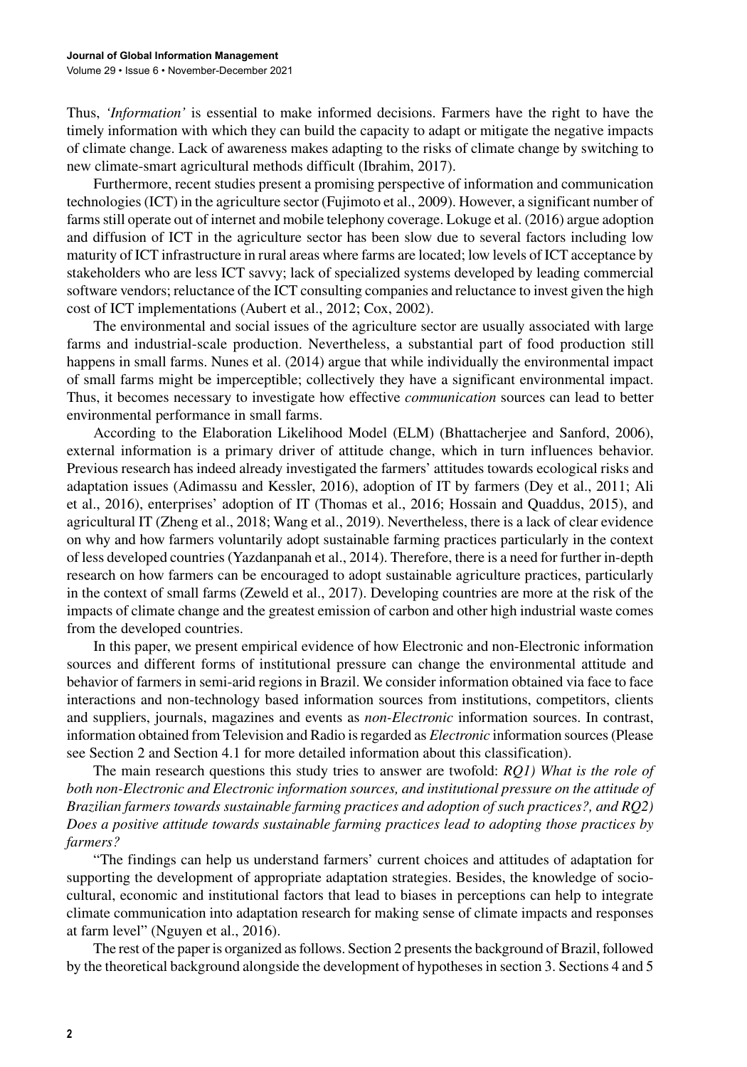Thus, *'Information'* is essential to make informed decisions. Farmers have the right to have the timely information with which they can build the capacity to adapt or mitigate the negative impacts of climate change. Lack of awareness makes adapting to the risks of climate change by switching to new climate-smart agricultural methods difficult (Ibrahim, 2017).

Furthermore, recent studies present a promising perspective of information and communication technologies (ICT) in the agriculture sector (Fujimoto et al., 2009). However, a significant number of farms still operate out of internet and mobile telephony coverage. Lokuge et al. (2016) argue adoption and diffusion of ICT in the agriculture sector has been slow due to several factors including low maturity of ICT infrastructure in rural areas where farms are located; low levels of ICT acceptance by stakeholders who are less ICT savvy; lack of specialized systems developed by leading commercial software vendors; reluctance of the ICT consulting companies and reluctance to invest given the high cost of ICT implementations (Aubert et al., 2012; Cox, 2002).

The environmental and social issues of the agriculture sector are usually associated with large farms and industrial-scale production. Nevertheless, a substantial part of food production still happens in small farms. Nunes et al. (2014) argue that while individually the environmental impact of small farms might be imperceptible; collectively they have a significant environmental impact. Thus, it becomes necessary to investigate how effective *communication* sources can lead to better environmental performance in small farms.

According to the Elaboration Likelihood Model (ELM) (Bhattacherjee and Sanford, 2006), external information is a primary driver of attitude change, which in turn influences behavior. Previous research has indeed already investigated the farmers' attitudes towards ecological risks and adaptation issues (Adimassu and Kessler, 2016), adoption of IT by farmers (Dey et al., 2011; Ali et al., 2016), enterprises' adoption of IT (Thomas et al., 2016; Hossain and Quaddus, 2015), and agricultural IT (Zheng et al., 2018; Wang et al., 2019). Nevertheless, there is a lack of clear evidence on why and how farmers voluntarily adopt sustainable farming practices particularly in the context of less developed countries (Yazdanpanah et al., 2014). Therefore, there is a need for further in-depth research on how farmers can be encouraged to adopt sustainable agriculture practices, particularly in the context of small farms (Zeweld et al., 2017). Developing countries are more at the risk of the impacts of climate change and the greatest emission of carbon and other high industrial waste comes from the developed countries.

In this paper, we present empirical evidence of how Electronic and non-Electronic information sources and different forms of institutional pressure can change the environmental attitude and behavior of farmers in semi-arid regions in Brazil. We consider information obtained via face to face interactions and non-technology based information sources from institutions, competitors, clients and suppliers, journals, magazines and events as *non-Electronic* information sources. In contrast, information obtained from Television and Radio is regarded as *Electronic* information sources (Please see Section 2 and Section 4.1 for more detailed information about this classification).

The main research questions this study tries to answer are twofold: *RQ1) What is the role of both non-Electronic and Electronic information sources, and institutional pressure on the attitude of Brazilian farmers towards sustainable farming practices and adoption of such practices?, and RQ2) Does a positive attitude towards sustainable farming practices lead to adopting those practices by farmers?*

"The findings can help us understand farmers' current choices and attitudes of adaptation for supporting the development of appropriate adaptation strategies. Besides, the knowledge of socio-cultural, economic and institutional factors that lead to biases in perceptions can help to integrate climate communication into adaptation research for making sense of climate impacts and responses at farm level" (Nguyen et al., 2016).

The rest of the paper is organized as follows. Section 2 presents the background of Brazil, followed by the theoretical background alongside the development of hypotheses in section 3. Sections 4 and 5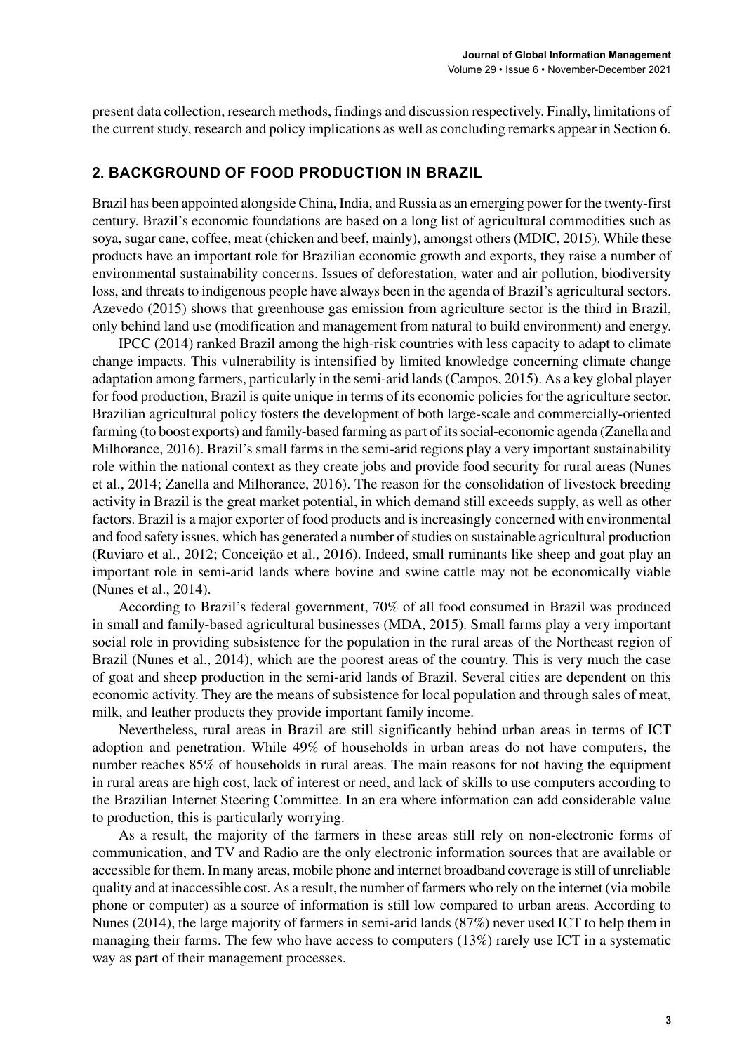present data collection, research methods, findings and discussion respectively. Finally, limitations of the current study, research and policy implications as well as concluding remarks appear in Section 6.

## 2. BACKGROUND OF FOOD PRODUCTION IN BRAZIL

Brazil has been appointed alongside China, India, and Russia as an emerging power for the twenty-first century. Brazil's economic foundations are based on a long list of agricultural commodities such as soya, sugar cane, coffee, meat (chicken and beef, mainly), amongst others (MDIC, 2015). While these products have an important role for Brazilian economic growth and exports, they raise a number of environmental sustainability concerns. Issues of deforestation, water and air pollution, biodiversity loss, and threats to indigenous people have always been in the agenda of Brazil's agricultural sectors. Azevedo (2015) shows that greenhouse gas emission from agriculture sector is the third in Brazil, only behind land use (modification and management from natural to build environment) and energy.

IPCC (2014) ranked Brazil among the high-risk countries with less capacity to adapt to climate change impacts. This vulnerability is intensified by limited knowledge concerning climate change adaptation among farmers, particularly in the semi-arid lands (Campos, 2015). As a key global player for food production, Brazil is quite unique in terms of its economic policies for the agriculture sector. Brazilian agricultural policy fosters the development of both large-scale and commercially-oriented farming (to boost exports) and family-based farming as part of its social-economic agenda (Zanella and Milhorance, 2016). Brazil's small farms in the semi-arid regions play a very important sustainability role within the national context as they create jobs and provide food security for rural areas (Nunes et al., 2014; Zanella and Milhorance, 2016). The reason for the consolidation of livestock breeding activity in Brazil is the great market potential, in which demand still exceeds supply, as well as other factors. Brazil is a major exporter of food products and is increasingly concerned with environmental and food safety issues, which has generated a number of studies on sustainable agricultural production (Ruviaro et al., 2012; Conceição et al., 2016). Indeed, small ruminants like sheep and goat play an important role in semi-arid lands where bovine and swine cattle may not be economically viable (Nunes et al., 2014).

According to Brazil's federal government, 70% of all food consumed in Brazil was produced in small and family-based agricultural businesses (MDA, 2015). Small farms play a very important social role in providing subsistence for the population in the rural areas of the Northeast region of Brazil (Nunes et al., 2014), which are the poorest areas of the country. This is very much the case of goat and sheep production in the semi-arid lands of Brazil. Several cities are dependent on this economic activity. They are the means of subsistence for local population and through sales of meat, milk, and leather products they provide important family income.

Nevertheless, rural areas in Brazil are still significantly behind urban areas in terms of ICT adoption and penetration. While 49% of households in urban areas do not have computers, the number reaches 85% of households in rural areas. The main reasons for not having the equipment in rural areas are high cost, lack of interest or need, and lack of skills to use computers according to the Brazilian Internet Steering Committee. In an era where information can add considerable value to production, this is particularly worrying.

As a result, the majority of the farmers in these areas still rely on non-electronic forms of communication, and TV and Radio are the only electronic information sources that are available or accessible for them. In many areas, mobile phone and internet broadband coverage is still of unreliable quality and at inaccessible cost. As a result, the number of farmers who rely on the internet (via mobile phone or computer) as a source of information is still low compared to urban areas. According to Nunes (2014), the large majority of farmers in semi-arid lands (87%) never used ICT to help them in managing their farms. The few who have access to computers (13%) rarely use ICT in a systematic way as part of their management processes.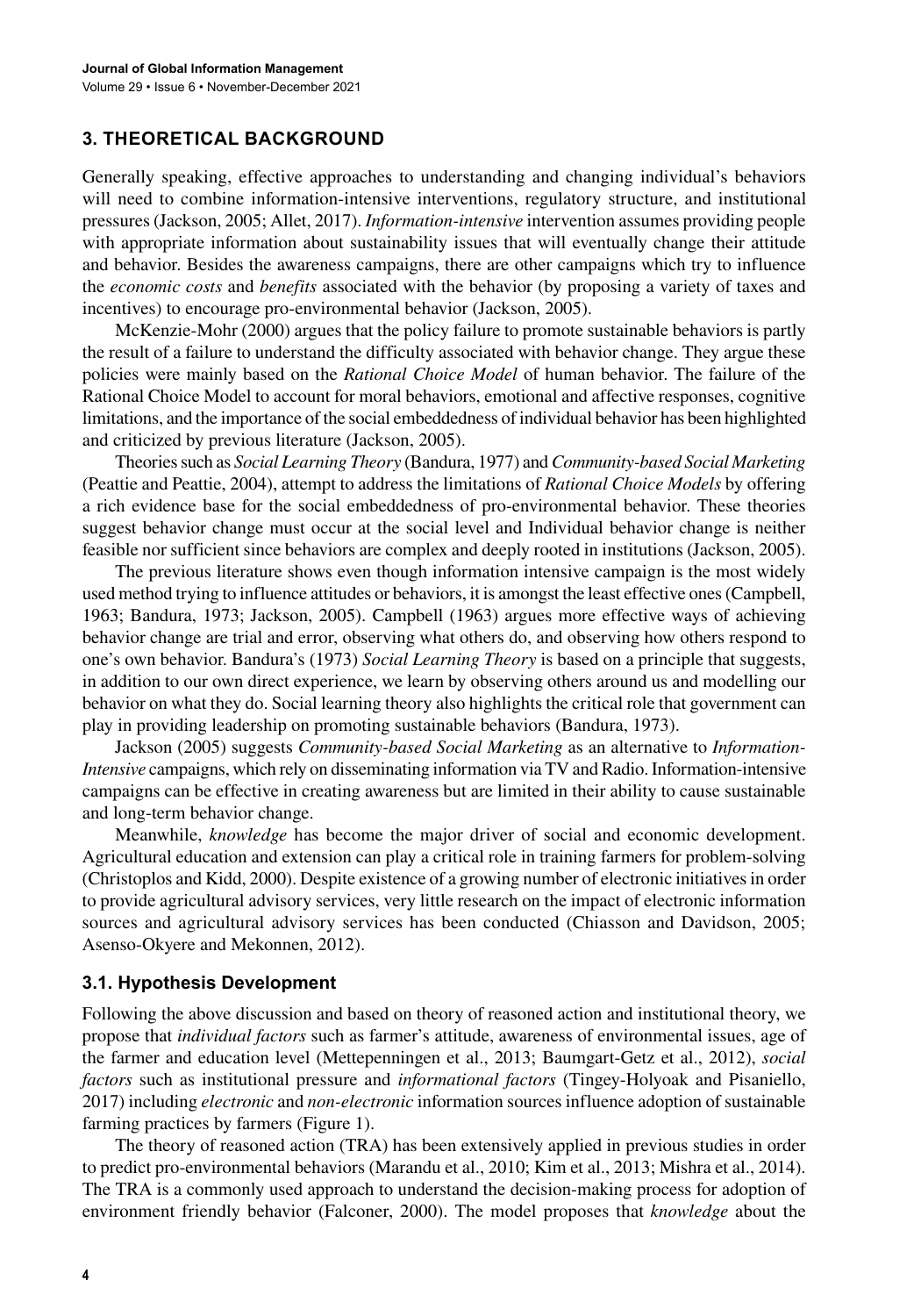## 3. THEORETICAL BACKGROUND

Generally speaking, effective approaches to understanding and changing individual's behaviors will need to combine information-intensive interventions, regulatory structure, and institutional pressures (Jackson, 2005; Allet, 2017). *Information-intensive* intervention assumes providing people with appropriate information about sustainability issues that will eventually change their attitude and behavior. Besides the awareness campaigns, there are other campaigns which try to influence the *economic costs* and *benefits* associated with the behavior (by proposing a variety of taxes and incentives) to encourage pro-environmental behavior (Jackson, 2005).

McKenzie-Mohr (2000) argues that the policy failure to promote sustainable behaviors is partly the result of a failure to understand the difficulty associated with behavior change. They argue these policies were mainly based on the *Rational Choice Model* of human behavior. The failure of the Rational Choice Model to account for moral behaviors, emotional and affective responses, cognitive limitations, and the importance of the social embeddedness of individual behavior has been highlighted and criticized by previous literature (Jackson, 2005).

Theories such as *Social Learning Theory* (Bandura, 1977) and *Community-based Social Marketing* (Peattie and Peattie, 2004), attempt to address the limitations of *Rational Choice Models* by offering a rich evidence base for the social embeddedness of pro-environmental behavior. These theories suggest behavior change must occur at the social level and Individual behavior change is neither feasible nor sufficient since behaviors are complex and deeply rooted in institutions (Jackson, 2005).

The previous literature shows even though information intensive campaign is the most widely used method trying to influence attitudes or behaviors, it is amongst the least effective ones (Campbell, 1963; Bandura, 1973; Jackson, 2005). Campbell (1963) argues more effective ways of achieving behavior change are trial and error, observing what others do, and observing how others respond to one's own behavior. Bandura's (1973) *Social Learning Theory* is based on a principle that suggests, in addition to our own direct experience, we learn by observing others around us and modelling our behavior on what they do. Social learning theory also highlights the critical role that government can play in providing leadership on promoting sustainable behaviors (Bandura, 1973).

Jackson (2005) suggests *Community-based Social Marketing* as an alternative to *Information-Intensive* campaigns, which rely on disseminating information via TV and Radio. Information-intensive campaigns can be effective in creating awareness but are limited in their ability to cause sustainable and long-term behavior change.

Meanwhile, *knowledge* has become the major driver of social and economic development. Agricultural education and extension can play a critical role in training farmers for problem-solving (Christoplos and Kidd, 2000). Despite existence of a growing number of electronic initiatives in order to provide agricultural advisory services, very little research on the impact of electronic information sources and agricultural advisory services has been conducted (Chiasson and Davidson, 2005; Asenso-Okyere and Mekonnen, 2012).

### 3.1. Hypothesis Development

Following the above discussion and based on theory of reasoned action and institutional theory, we propose that *individual factors* such as farmer's attitude, awareness of environmental issues, age of the farmer and education level (Mettepenningen et al., 2013; Baumgart-Getz et al., 2012), *social factors* such as institutional pressure and *informational factors* (Tingey-Holyoak and Pisaniello, 2017) including *electronic* and *non-electronic* information sources influence adoption of sustainable farming practices by farmers (Figure 1).

The theory of reasoned action (TRA) has been extensively applied in previous studies in order to predict pro-environmental behaviors (Marandu et al., 2010; Kim et al., 2013; Mishra et al., 2014). The TRA is a commonly used approach to understand the decision-making process for adoption of environment friendly behavior (Falconer, 2000). The model proposes that *knowledge* about the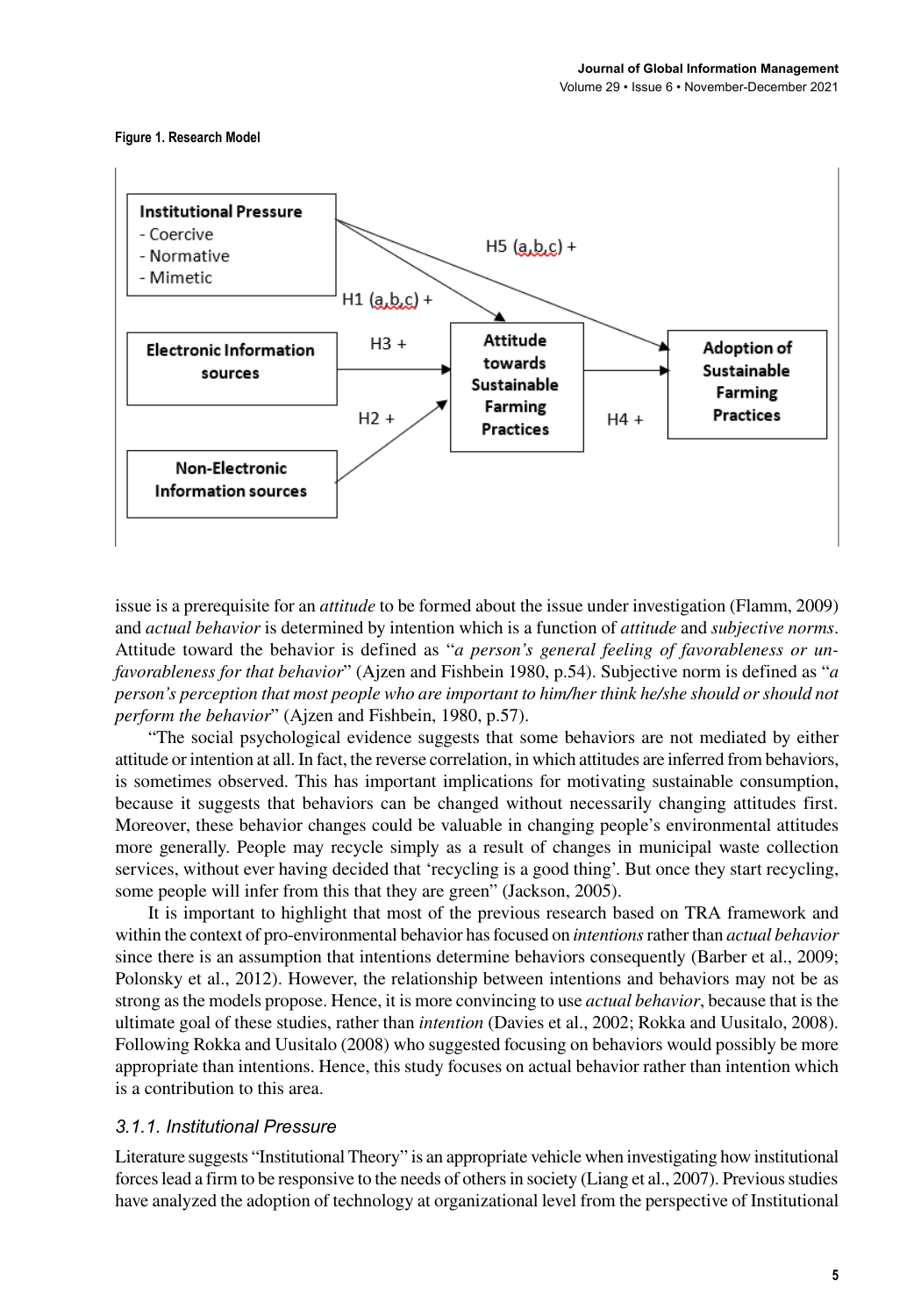**Figure 1. Research Model**

issue is a prerequisite for an *attitude* to be formed about the issue under investigation (Flamm, 2009) and *actual behavior* is determined by intention which is a function of *attitude* and *subjective norms*. Attitude toward the behavior is defined as "*a person's general feeling of favorableness or unfavorableness for that behavior*" (Ajzen and Fishbein 1980, p.54). Subjective norm is defined as "*a person's perception that most people who are important to him/her think he/she should or should not perform the behavior*" (Ajzen and Fishbein, 1980, p.57).

"The social psychological evidence suggests that some behaviors are not mediated by either attitude or intention at all. In fact, the reverse correlation, in which attitudes are inferred from behaviors, is sometimes observed. This has important implications for motivating sustainable consumption, because it suggests that behaviors can be changed without necessarily changing attitudes first. Moreover, these behavior changes could be valuable in changing people's environmental attitudes more generally. People may recycle simply as a result of changes in municipal waste collection services, without ever having decided that 'recycling is a good thing'. But once they start recycling, some people will infer from this that they are green" (Jackson, 2005).

It is important to highlight that most of the previous research based on TRA framework and within the context of pro-environmental behavior has focused on *intentions* rather than *actual behavior* since there is an assumption that intentions determine behaviors consequently (Barber et al., 2009; Polonsky et al., 2012). However, the relationship between intentions and behaviors may not be as strong as the models propose. Hence, it is more convincing to use *actual behavior*, because that is the ultimate goal of these studies, rather than *intention* (Davies et al., 2002; Rokka and Uusitalo, 2008). Following Rokka and Uusitalo (2008) who suggested focusing on behaviors would possibly be more appropriate than intentions. Hence, this study focuses on actual behavior rather than intention which is a contribution to this area.

### *3.1.1. Institutional Pressure*

Literature suggests "Institutional Theory" is an appropriate vehicle when investigating how institutional forces lead a firm to be responsive to the needs of others in society (Liang et al., 2007). Previous studies have analyzed the adoption of technology at organizational level from the perspective of Institutional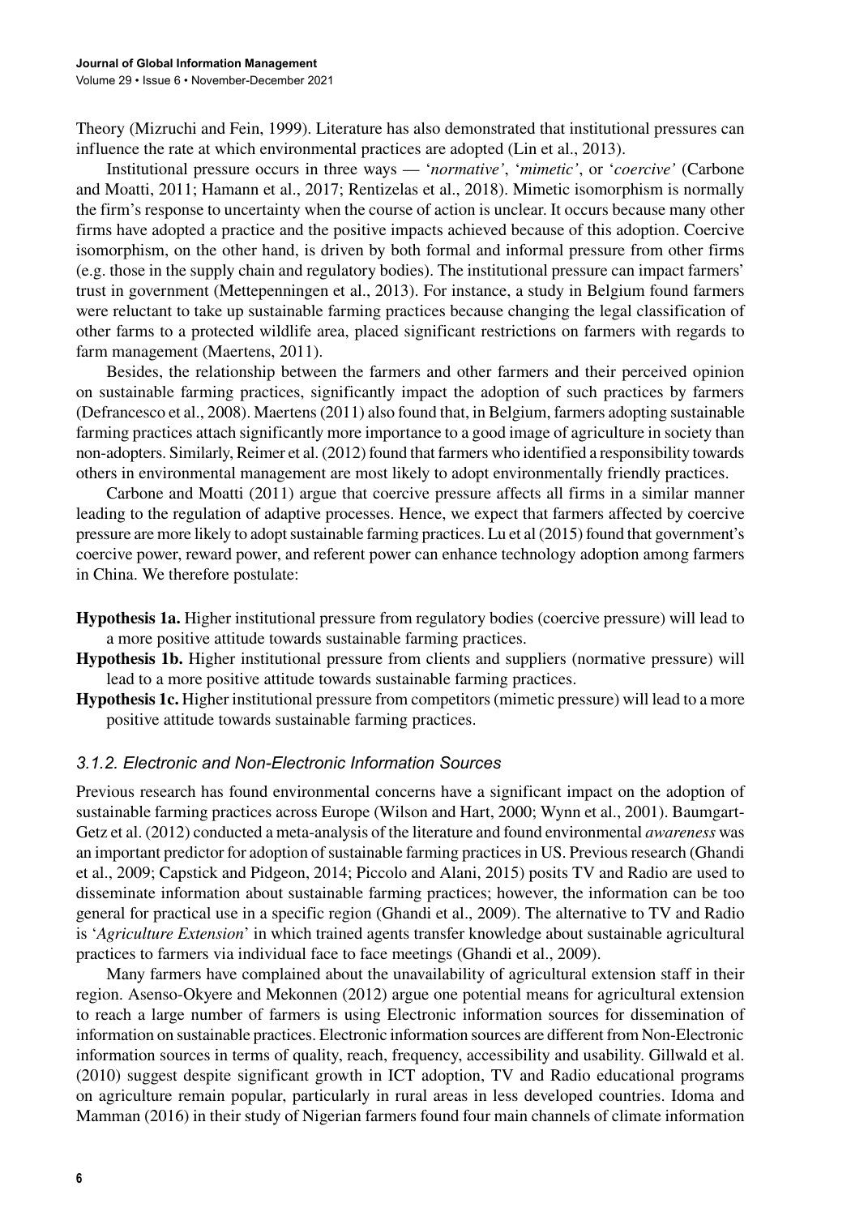Theory (Mizruchi and Fein, 1999). Literature has also demonstrated that institutional pressures can influence the rate at which environmental practices are adopted (Lin et al., 2013).

Institutional pressure occurs in three ways — '*normative*', '*mimetic*', or '*coercive*' (Carbone and Moatti, 2011; Hamann et al., 2017; Rentizelas et al., 2018). Mimetic isomorphism is normally the firm's response to uncertainty when the course of action is unclear. It occurs because many other firms have adopted a practice and the positive impacts achieved because of this adoption. Coercive isomorphism, on the other hand, is driven by both formal and informal pressure from other firms (e.g. those in the supply chain and regulatory bodies). The institutional pressure can impact farmers' trust in government (Mettepenningen et al., 2013). For instance, a study in Belgium found farmers were reluctant to take up sustainable farming practices because changing the legal classification of other farms to a protected wildlife area, placed significant restrictions on farmers with regards to farm management (Maertens, 2011).

Besides, the relationship between the farmers and other farmers and their perceived opinion on sustainable farming practices, significantly impact the adoption of such practices by farmers (Defrancesco et al., 2008). Maertens (2011) also found that, in Belgium, farmers adopting sustainable farming practices attach significantly more importance to a good image of agriculture in society than non-adopters. Similarly, Reimer et al. (2012) found that farmers who identified a responsibility towards others in environmental management are most likely to adopt environmentally friendly practices.

Carbone and Moatti (2011) argue that coercive pressure affects all firms in a similar manner leading to the regulation of adaptive processes. Hence, we expect that farmers affected by coercive pressure are more likely to adopt sustainable farming practices. Lu et al (2015) found that government's coercive power, reward power, and referent power can enhance technology adoption among farmers in China. We therefore postulate:

**Hypothesis 1a.** Higher institutional pressure from regulatory bodies (coercive pressure) will lead to a more positive attitude towards sustainable farming practices.

**Hypothesis 1b.** Higher institutional pressure from clients and suppliers (normative pressure) will lead to a more positive attitude towards sustainable farming practices.

**Hypothesis 1c.** Higher institutional pressure from competitors (mimetic pressure) will lead to a more positive attitude towards sustainable farming practices.

### *3.1.2. Electronic and Non-Electronic Information Sources*

Previous research has found environmental concerns have a significant impact on the adoption of sustainable farming practices across Europe (Wilson and Hart, 2000; Wynn et al., 2001). Baumgart-Getz et al. (2012) conducted a meta-analysis of the literature and found environmental *awareness* was an important predictor for adoption of sustainable farming practices in US. Previous research (Ghandi et al., 2009; Capstick and Pidgeon, 2014; Piccolo and Alani, 2015) posits TV and Radio are used to disseminate information about sustainable farming practices; however, the information can be too general for practical use in a specific region (Ghandi et al., 2009). The alternative to TV and Radio is '*Agriculture Extension*' in which trained agents transfer knowledge about sustainable agricultural practices to farmers via individual face to face meetings (Ghandi et al., 2009).

Many farmers have complained about the unavailability of agricultural extension staff in their region. Asenso-Okyere and Mekonnen (2012) argue one potential means for agricultural extension to reach a large number of farmers is using Electronic information sources for dissemination of information on sustainable practices. Electronic information sources are different from Non-Electronic information sources in terms of quality, reach, frequency, accessibility and usability. Gillwald et al. (2010) suggest despite significant growth in ICT adoption, TV and Radio educational programs on agriculture remain popular, particularly in rural areas in less developed countries. Idoma and Mamman (2016) in their study of Nigerian farmers found four main channels of climate information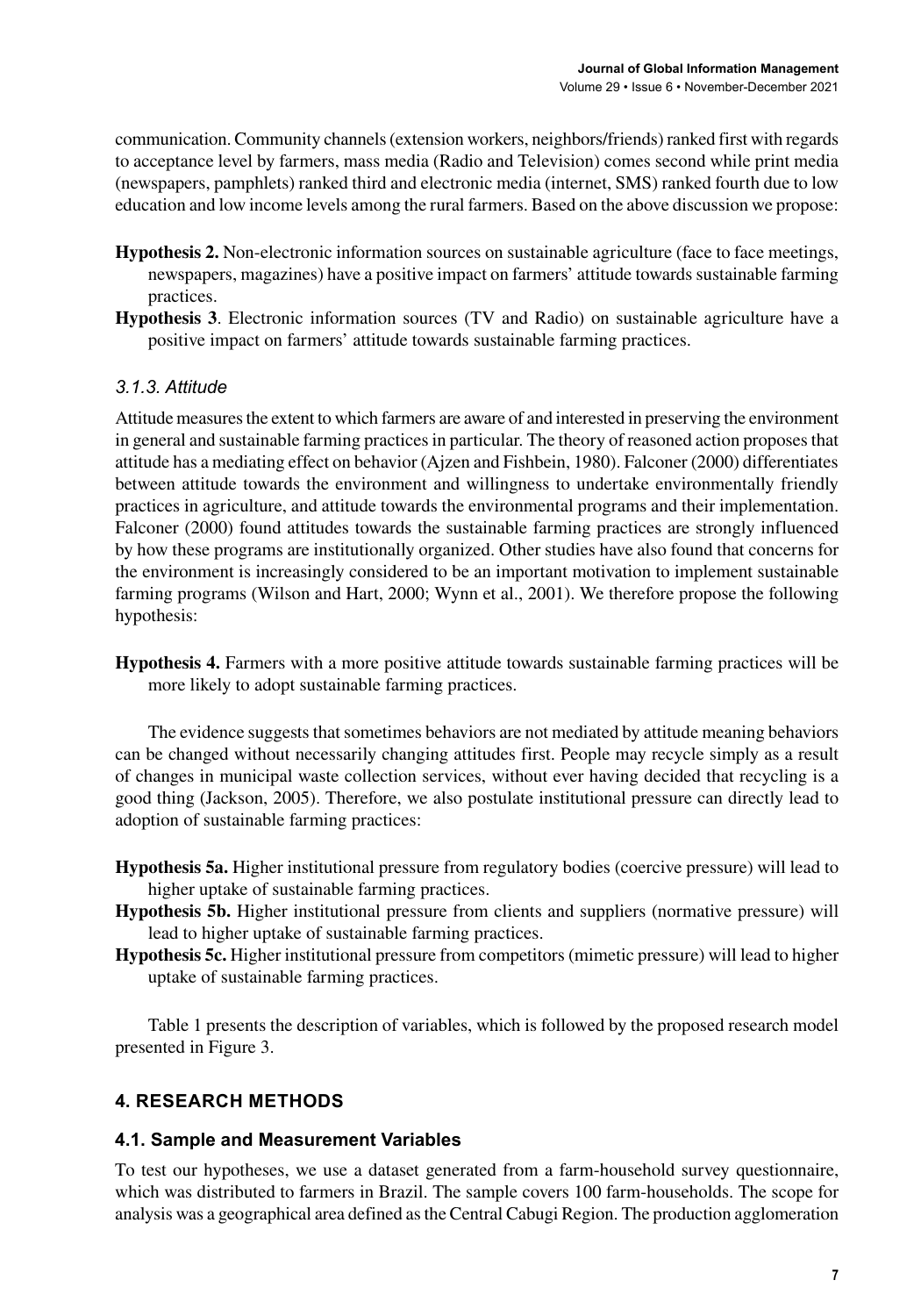communication. Community channels (extension workers, neighbors/friends) ranked first with regards to acceptance level by farmers, mass media (Radio and Television) comes second while print media (newspapers, pamphlets) ranked third and electronic media (internet, SMS) ranked fourth due to low education and low income levels among the rural farmers. Based on the above discussion we propose:

**Hypothesis 2.** Non-electronic information sources on sustainable agriculture (face to face meetings, newspapers, magazines) have a positive impact on farmers' attitude towards sustainable farming practices.

**Hypothesis 3**. Electronic information sources (TV and Radio) on sustainable agriculture have a positive impact on farmers' attitude towards sustainable farming practices.

### *3.1.3. Attitude*

Attitude measures the extent to which farmers are aware of and interested in preserving the environment in general and sustainable farming practices in particular. The theory of reasoned action proposes that attitude has a mediating effect on behavior (Ajzen and Fishbein, 1980). Falconer (2000) differentiates between attitude towards the environment and willingness to undertake environmentally friendly practices in agriculture, and attitude towards the environmental programs and their implementation. Falconer (2000) found attitudes towards the sustainable farming practices are strongly influenced by how these programs are institutionally organized. Other studies have also found that concerns for the environment is increasingly considered to be an important motivation to implement sustainable farming programs (Wilson and Hart, 2000; Wynn et al., 2001). We therefore propose the following hypothesis:

**Hypothesis 4.** Farmers with a more positive attitude towards sustainable farming practices will be more likely to adopt sustainable farming practices.

The evidence suggests that sometimes behaviors are not mediated by attitude meaning behaviors can be changed without necessarily changing attitudes first. People may recycle simply as a result of changes in municipal waste collection services, without ever having decided that recycling is a good thing (Jackson, 2005). Therefore, we also postulate institutional pressure can directly lead to adoption of sustainable farming practices:

**Hypothesis 5a.** Higher institutional pressure from regulatory bodies (coercive pressure) will lead to higher uptake of sustainable farming practices.

**Hypothesis 5b.** Higher institutional pressure from clients and suppliers (normative pressure) will lead to higher uptake of sustainable farming practices.

**Hypothesis 5c.** Higher institutional pressure from competitors (mimetic pressure) will lead to higher uptake of sustainable farming practices.

Table 1 presents the description of variables, which is followed by the proposed research model presented in Figure 3.

## 4. RESEARCH METHODS

### 4.1. Sample and Measurement Variables

To test our hypotheses, we use a dataset generated from a farm-household survey questionnaire, which was distributed to farmers in Brazil. The sample covers 100 farm-households. The scope for analysis was a geographical area defined as the Central Cabugi Region. The production agglomeration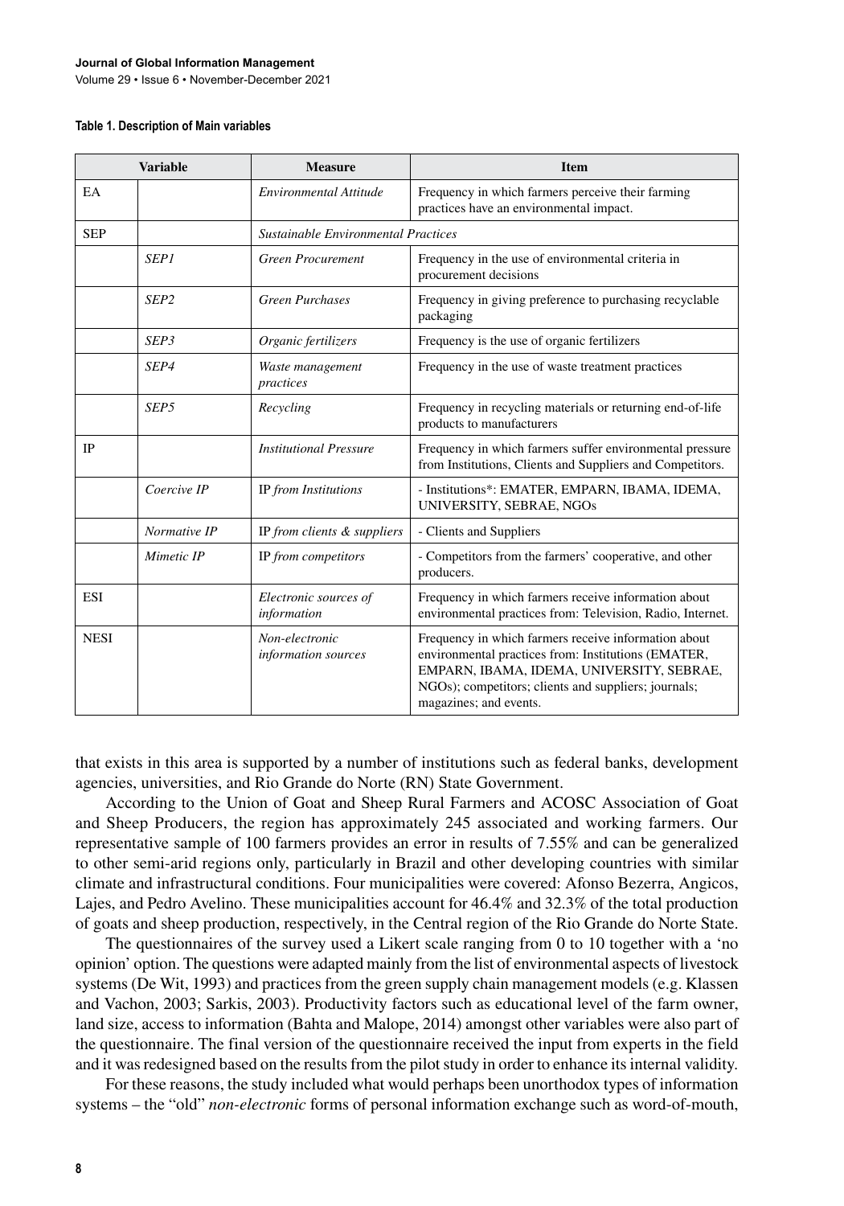**Table 1. Description of Main variables**

| Variable | | Measure | Item |
|---|---|---|---|
| EA | | *Environmental Attitude* | Frequency in which farmers perceive their farming practices have an environmental impact. |
| SEP | | *Sustainable Environmental Practices* | |
| | *SEP1* | *Green Procurement* | Frequency in the use of environmental criteria in procurement decisions |
| | *SEP2* | *Green Purchases* | Frequency in giving preference to purchasing recyclable packaging |
| | *SEP3* | *Organic fertilizers* | Frequency is the use of organic fertilizers |
| | *SEP4* | *Waste management practices* | Frequency in the use of waste treatment practices |
| | *SEP5* | *Recycling* | Frequency in recycling materials or returning end-of-life products to manufacturers |
| IP | | *Institutional Pressure* | Frequency in which farmers suffer environmental pressure from Institutions, Clients and Suppliers and Competitors. |
| | *Coercive IP* | IP *from Institutions* | - Institutions*: EMATER, EMPARN, IBAMA, IDEMA, UNIVERSITY, SEBRAE, NGOs |
| | *Normative IP* | IP *from clients & suppliers* | - Clients and Suppliers |
| | *Mimetic IP* | IP *from competitors* | - Competitors from the farmers' cooperative, and other producers. |
| ESI | | *Electronic sources of information* | Frequency in which farmers receive information about environmental practices from: Television, Radio, Internet. |
| NESI | | *Non-electronic information sources* | Frequency in which farmers receive information about environmental practices from: Institutions (EMATER, EMPARN, IBAMA, IDEMA, UNIVERSITY, SEBRAE, NGOs); competitors; clients and suppliers; journals; magazines; and events. |

that exists in this area is supported by a number of institutions such as federal banks, development agencies, universities, and Rio Grande do Norte (RN) State Government.

According to the Union of Goat and Sheep Rural Farmers and ACOSC Association of Goat and Sheep Producers, the region has approximately 245 associated and working farmers. Our representative sample of 100 farmers provides an error in results of 7.55% and can be generalized to other semi-arid regions only, particularly in Brazil and other developing countries with similar climate and infrastructural conditions. Four municipalities were covered: Afonso Bezerra, Angicos, Lajes, and Pedro Avelino. These municipalities account for 46.4% and 32.3% of the total production of goats and sheep production, respectively, in the Central region of the Rio Grande do Norte State.

The questionnaires of the survey used a Likert scale ranging from 0 to 10 together with a 'no opinion' option. The questions were adapted mainly from the list of environmental aspects of livestock systems (De Wit, 1993) and practices from the green supply chain management models (e.g. Klassen and Vachon, 2003; Sarkis, 2003). Productivity factors such as educational level of the farm owner, land size, access to information (Bahta and Malope, 2014) amongst other variables were also part of the questionnaire. The final version of the questionnaire received the input from experts in the field and it was redesigned based on the results from the pilot study in order to enhance its internal validity.

For these reasons, the study included what would perhaps been unorthodox types of information systems – the "old" *non-electronic* forms of personal information exchange such as word-of-mouth,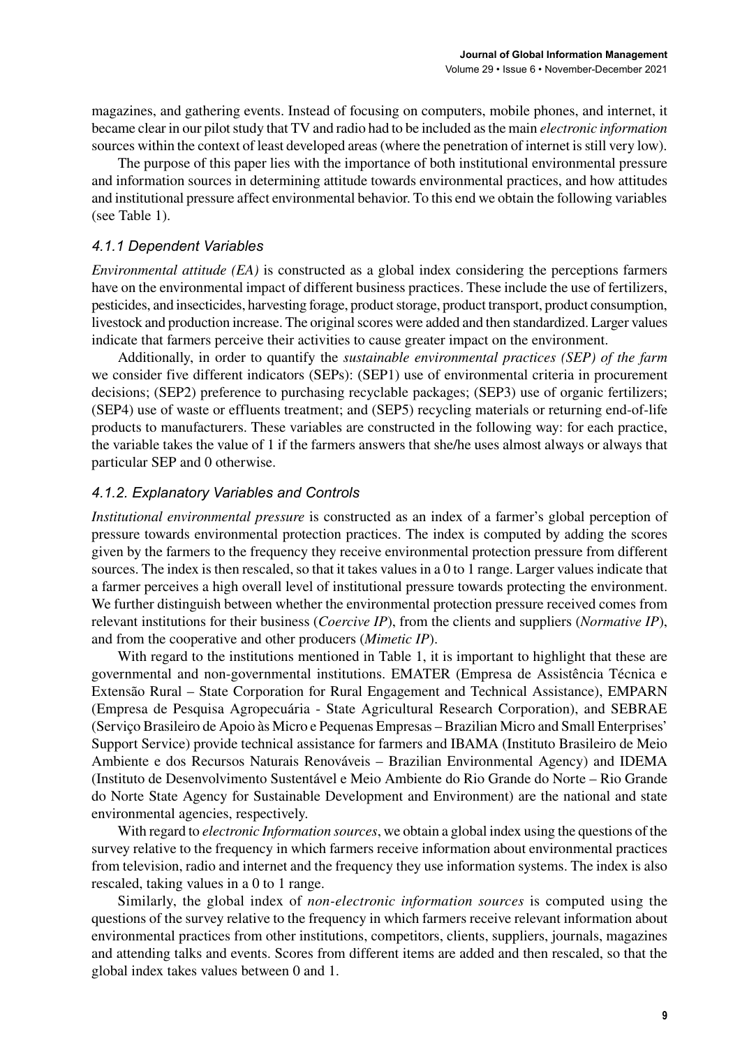magazines, and gathering events. Instead of focusing on computers, mobile phones, and internet, it became clear in our pilot study that TV and radio had to be included as the main *electronic information* sources within the context of least developed areas (where the penetration of internet is still very low).

The purpose of this paper lies with the importance of both institutional environmental pressure and information sources in determining attitude towards environmental practices, and how attitudes and institutional pressure affect environmental behavior. To this end we obtain the following variables (see Table 1).

#### *4.1.1 Dependent Variables*

*Environmental attitude (EA)* is constructed as a global index considering the perceptions farmers have on the environmental impact of different business practices. These include the use of fertilizers, pesticides, and insecticides, harvesting forage, product storage, product transport, product consumption, livestock and production increase. The original scores were added and then standardized. Larger values indicate that farmers perceive their activities to cause greater impact on the environment.

Additionally, in order to quantify the *sustainable environmental practices (SEP) of the farm* we consider five different indicators (SEPs): (SEP1) use of environmental criteria in procurement decisions; (SEP2) preference to purchasing recyclable packages; (SEP3) use of organic fertilizers; (SEP4) use of waste or effluents treatment; and (SEP5) recycling materials or returning end-of-life products to manufacturers. These variables are constructed in the following way: for each practice, the variable takes the value of 1 if the farmers answers that she/he uses almost always or always that particular SEP and 0 otherwise.

#### *4.1.2. Explanatory Variables and Controls*

*Institutional environmental pressure* is constructed as an index of a farmer's global perception of pressure towards environmental protection practices. The index is computed by adding the scores given by the farmers to the frequency they receive environmental protection pressure from different sources. The index is then rescaled, so that it takes values in a 0 to 1 range. Larger values indicate that a farmer perceives a high overall level of institutional pressure towards protecting the environment. We further distinguish between whether the environmental protection pressure received comes from relevant institutions for their business (*Coercive IP*), from the clients and suppliers (*Normative IP*), and from the cooperative and other producers (*Mimetic IP*).

With regard to the institutions mentioned in Table 1, it is important to highlight that these are governmental and non-governmental institutions. EMATER (Empresa de Assistência Técnica e Extensão Rural – State Corporation for Rural Engagement and Technical Assistance), EMPARN (Empresa de Pesquisa Agropecuária - State Agricultural Research Corporation), and SEBRAE (Serviço Brasileiro de Apoio às Micro e Pequenas Empresas – Brazilian Micro and Small Enterprises' Support Service) provide technical assistance for farmers and IBAMA (Instituto Brasileiro de Meio Ambiente e dos Recursos Naturais Renováveis – Brazilian Environmental Agency) and IDEMA (Instituto de Desenvolvimento Sustentável e Meio Ambiente do Rio Grande do Norte – Rio Grande do Norte State Agency for Sustainable Development and Environment) are the national and state environmental agencies, respectively.

With regard to *electronic Information sources*, we obtain a global index using the questions of the survey relative to the frequency in which farmers receive information about environmental practices from television, radio and internet and the frequency they use information systems. The index is also rescaled, taking values in a 0 to 1 range.

Similarly, the global index of *non-electronic information sources* is computed using the questions of the survey relative to the frequency in which farmers receive relevant information about environmental practices from other institutions, competitors, clients, suppliers, journals, magazines and attending talks and events. Scores from different items are added and then rescaled, so that the global index takes values between 0 and 1.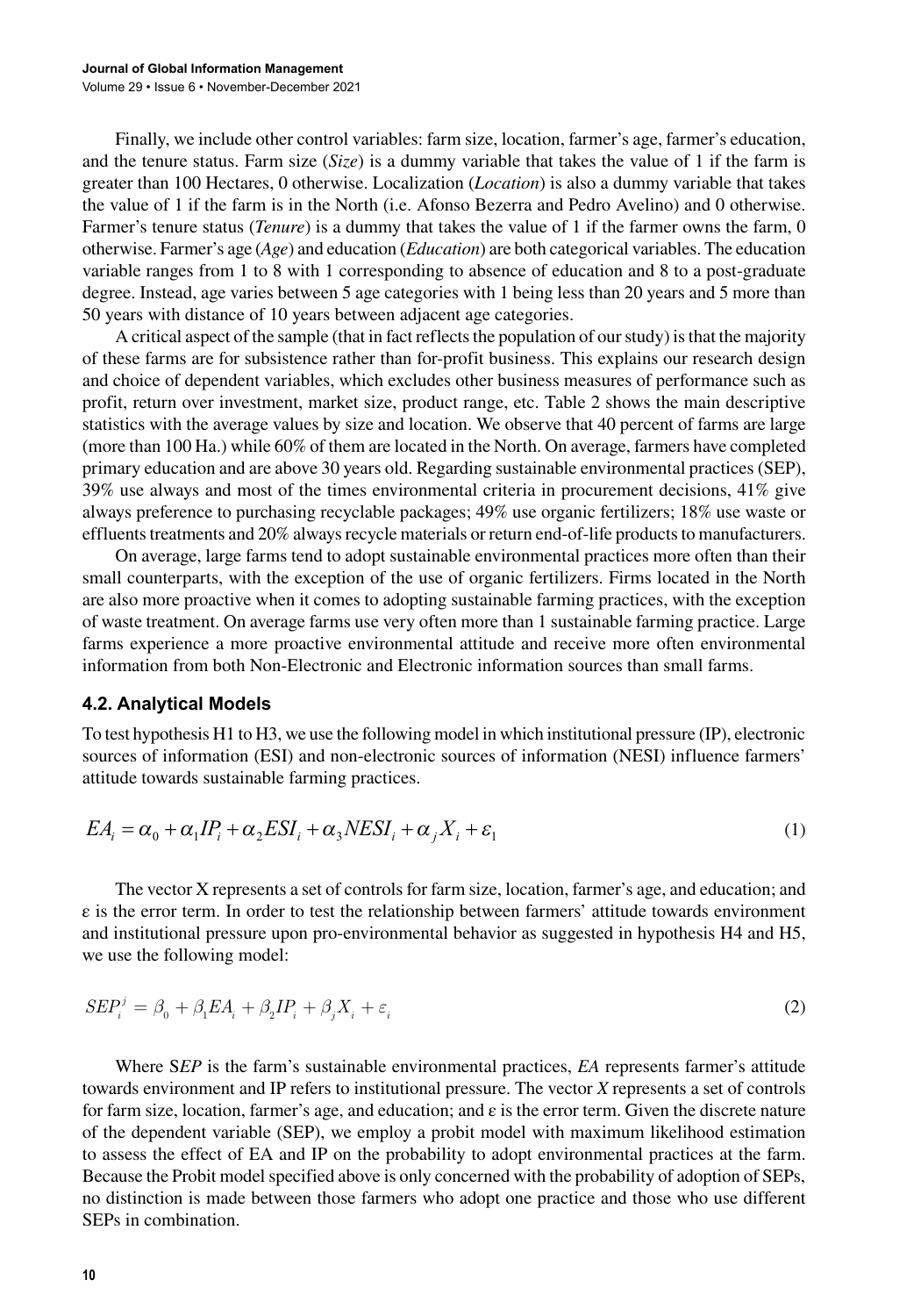Finally, we include other control variables: farm size, location, farmer's age, farmer's education, and the tenure status. Farm size (*Size*) is a dummy variable that takes the value of 1 if the farm is greater than 100 Hectares, 0 otherwise. Localization (*Location*) is also a dummy variable that takes the value of 1 if the farm is in the North (i.e. Afonso Bezerra and Pedro Avelino) and 0 otherwise. Farmer's tenure status (*Tenure*) is a dummy that takes the value of 1 if the farmer owns the farm, 0 otherwise. Farmer's age (*Age*) and education (*Education*) are both categorical variables. The education variable ranges from 1 to 8 with 1 corresponding to absence of education and 8 to a post-graduate degree. Instead, age varies between 5 age categories with 1 being less than 20 years and 5 more than 50 years with distance of 10 years between adjacent age categories.

A critical aspect of the sample (that in fact reflects the population of our study) is that the majority of these farms are for subsistence rather than for-profit business. This explains our research design and choice of dependent variables, which excludes other business measures of performance such as profit, return over investment, market size, product range, etc. Table 2 shows the main descriptive statistics with the average values by size and location. We observe that 40 percent of farms are large (more than 100 Ha.) while 60% of them are located in the North. On average, farmers have completed primary education and are above 30 years old. Regarding sustainable environmental practices (SEP), 39% use always and most of the times environmental criteria in procurement decisions, 41% give always preference to purchasing recyclable packages; 49% use organic fertilizers; 18% use waste or effluents treatments and 20% always recycle materials or return end-of-life products to manufacturers.

On average, large farms tend to adopt sustainable environmental practices more often than their small counterparts, with the exception of the use of organic fertilizers. Firms located in the North are also more proactive when it comes to adopting sustainable farming practices, with the exception of waste treatment. On average farms use very often more than 1 sustainable farming practice. Large farms experience a more proactive environmental attitude and receive more often environmental information from both Non-Electronic and Electronic information sources than small farms.

### 4.2. Analytical Models

To test hypothesis H1 to H3, we use the following model in which institutional pressure (IP), electronic sources of information (ESI) and non-electronic sources of information (NESI) influence farmers' attitude towards sustainable farming practices.

$$EA_i = \alpha_0 + \alpha_1 IP_i + \alpha_2 ESI_i + \alpha_3 NESI_i + \alpha_j X_i + \varepsilon_1 \tag{1}$$

The vector X represents a set of controls for farm size, location, farmer's age, and education; and ε is the error term. In order to test the relationship between farmers' attitude towards environment and institutional pressure upon pro-environmental behavior as suggested in hypothesis H4 and H5, we use the following model:

$$SEP_i^j = \beta_0 + \beta_1 EA_i + \beta_2 IP_i + \beta_j X_i + \varepsilon_i \tag{2}$$

Where S*EP* is the farm's sustainable environmental practices, *EA* represents farmer's attitude towards environment and IP refers to institutional pressure. The vector *X* represents a set of controls for farm size, location, farmer's age, and education; and ε is the error term. Given the discrete nature of the dependent variable (SEP), we employ a probit model with maximum likelihood estimation to assess the effect of EA and IP on the probability to adopt environmental practices at the farm. Because the Probit model specified above is only concerned with the probability of adoption of SEPs, no distinction is made between those farmers who adopt one practice and those who use different SEPs in combination.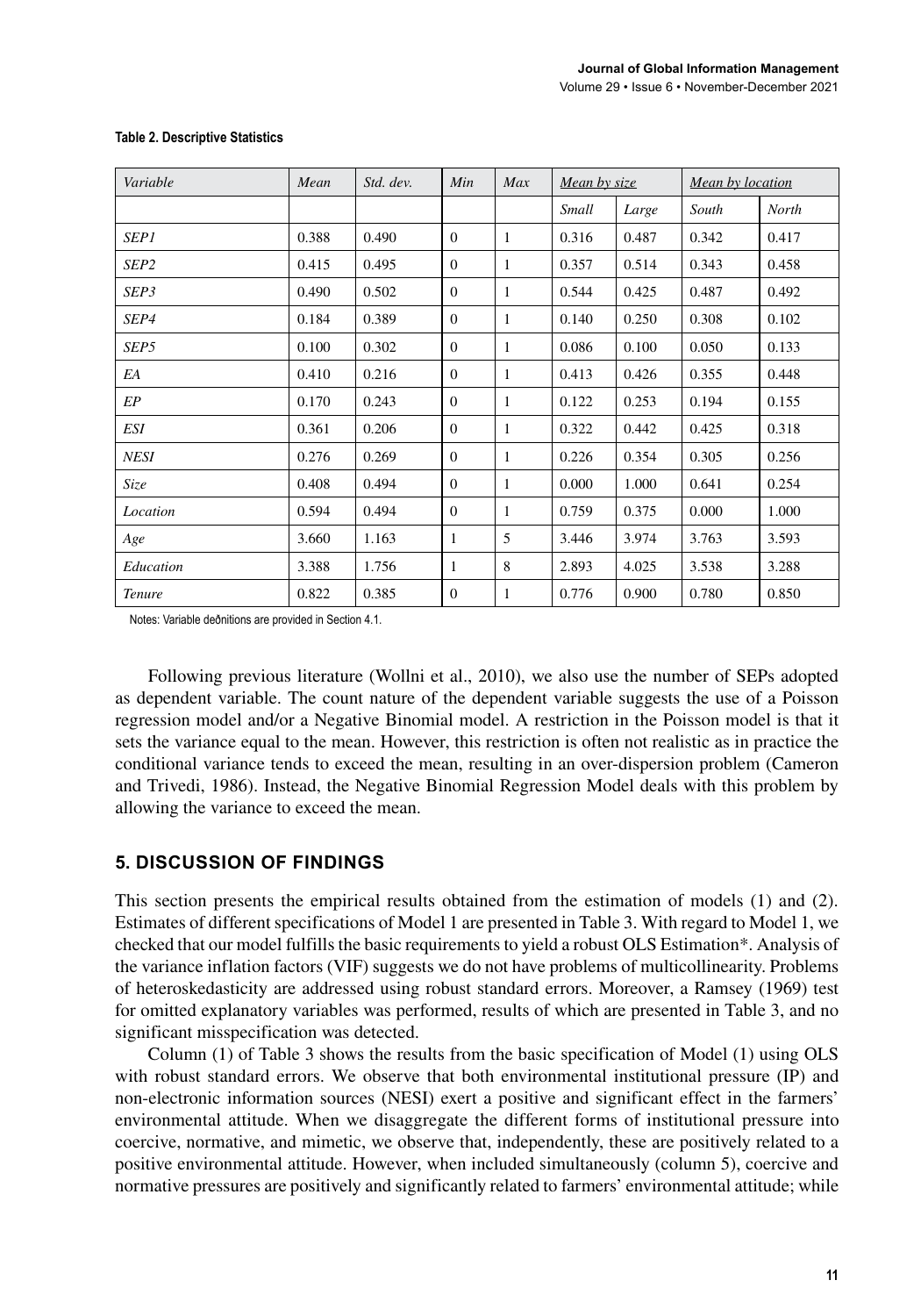**Table 2. Descriptive Statistics**

| *Variable* | *Mean* | *Std. dev.* | *Min* | *Max* | *Mean by size* | | *Mean by location* | |
|---|---|---|---|---|---|---|---|---|
| | | | | | *Small* | *Large* | *South* | *North* |
| *SEP1* | 0.388 | 0.490 | 0 | 1 | 0.316 | 0.487 | 0.342 | 0.417 |
| *SEP2* | 0.415 | 0.495 | 0 | 1 | 0.357 | 0.514 | 0.343 | 0.458 |
| *SEP3* | 0.490 | 0.502 | 0 | 1 | 0.544 | 0.425 | 0.487 | 0.492 |
| *SEP4* | 0.184 | 0.389 | 0 | 1 | 0.140 | 0.250 | 0.308 | 0.102 |
| *SEP5* | 0.100 | 0.302 | 0 | 1 | 0.086 | 0.100 | 0.050 | 0.133 |
| *EA* | 0.410 | 0.216 | 0 | 1 | 0.413 | 0.426 | 0.355 | 0.448 |
| *EP* | 0.170 | 0.243 | 0 | 1 | 0.122 | 0.253 | 0.194 | 0.155 |
| *ESI* | 0.361 | 0.206 | 0 | 1 | 0.322 | 0.442 | 0.425 | 0.318 |
| *NESI* | 0.276 | 0.269 | 0 | 1 | 0.226 | 0.354 | 0.305 | 0.256 |
| *Size* | 0.408 | 0.494 | 0 | 1 | 0.000 | 1.000 | 0.641 | 0.254 |
| *Location* | 0.594 | 0.494 | 0 | 1 | 0.759 | 0.375 | 0.000 | 1.000 |
| *Age* | 3.660 | 1.163 | 1 | 5 | 3.446 | 3.974 | 3.763 | 3.593 |
| *Education* | 3.388 | 1.756 | 1 | 8 | 2.893 | 4.025 | 3.538 | 3.288 |
| *Tenure* | 0.822 | 0.385 | 0 | 1 | 0.776 | 0.900 | 0.780 | 0.850 |

Notes: Variable deðnitions are provided in Section 4.1.

Following previous literature (Wollni et al., 2010), we also use the number of SEPs adopted as dependent variable. The count nature of the dependent variable suggests the use of a Poisson regression model and/or a Negative Binomial model. A restriction in the Poisson model is that it sets the variance equal to the mean. However, this restriction is often not realistic as in practice the conditional variance tends to exceed the mean, resulting in an over-dispersion problem (Cameron and Trivedi, 1986). Instead, the Negative Binomial Regression Model deals with this problem by allowing the variance to exceed the mean.

## 5. DISCUSSION OF FINDINGS

This section presents the empirical results obtained from the estimation of models (1) and (2). Estimates of different specifications of Model 1 are presented in Table 3. With regard to Model 1, we checked that our model fulfills the basic requirements to yield a robust OLS Estimation*. Analysis of the variance inflation factors (VIF) suggests we do not have problems of multicollinearity. Problems of heteroskedasticity are addressed using robust standard errors. Moreover, a Ramsey (1969) test for omitted explanatory variables was performed, results of which are presented in Table 3, and no significant misspecification was detected.

Column (1) of Table 3 shows the results from the basic specification of Model (1) using OLS with robust standard errors. We observe that both environmental institutional pressure (IP) and non-electronic information sources (NESI) exert a positive and significant effect in the farmers' environmental attitude. When we disaggregate the different forms of institutional pressure into coercive, normative, and mimetic, we observe that, independently, these are positively related to a positive environmental attitude. However, when included simultaneously (column 5), coercive and normative pressures are positively and significantly related to farmers' environmental attitude; while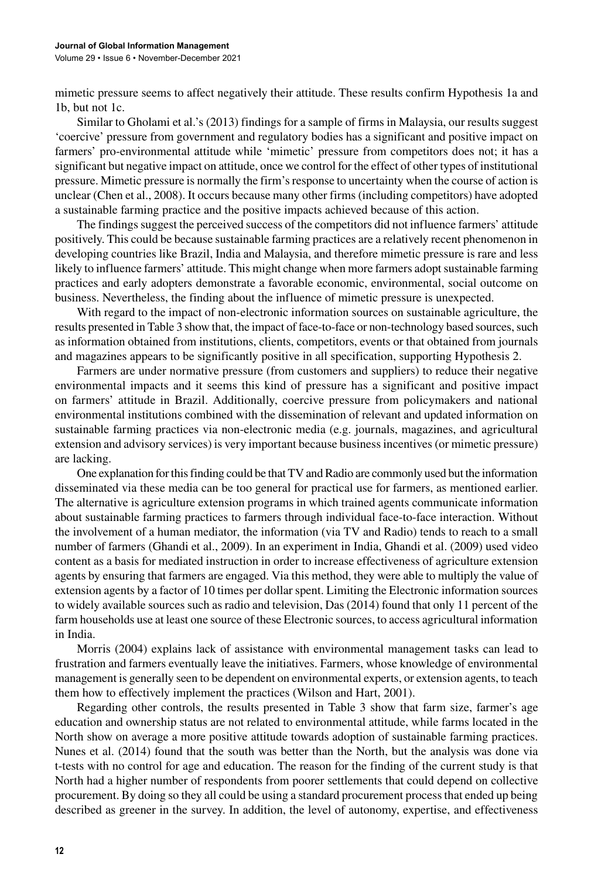mimetic pressure seems to affect negatively their attitude. These results confirm Hypothesis 1a and 1b, but not 1c.

Similar to Gholami et al.'s (2013) findings for a sample of firms in Malaysia, our results suggest 'coercive' pressure from government and regulatory bodies has a significant and positive impact on farmers' pro-environmental attitude while 'mimetic' pressure from competitors does not; it has a significant but negative impact on attitude, once we control for the effect of other types of institutional pressure. Mimetic pressure is normally the firm's response to uncertainty when the course of action is unclear (Chen et al., 2008). It occurs because many other firms (including competitors) have adopted a sustainable farming practice and the positive impacts achieved because of this action.

The findings suggest the perceived success of the competitors did not influence farmers' attitude positively. This could be because sustainable farming practices are a relatively recent phenomenon in developing countries like Brazil, India and Malaysia, and therefore mimetic pressure is rare and less likely to influence farmers' attitude. This might change when more farmers adopt sustainable farming practices and early adopters demonstrate a favorable economic, environmental, social outcome on business. Nevertheless, the finding about the influence of mimetic pressure is unexpected.

With regard to the impact of non-electronic information sources on sustainable agriculture, the results presented in Table 3 show that, the impact of face-to-face or non-technology based sources, such as information obtained from institutions, clients, competitors, events or that obtained from journals and magazines appears to be significantly positive in all specification, supporting Hypothesis 2.

Farmers are under normative pressure (from customers and suppliers) to reduce their negative environmental impacts and it seems this kind of pressure has a significant and positive impact on farmers' attitude in Brazil. Additionally, coercive pressure from policymakers and national environmental institutions combined with the dissemination of relevant and updated information on sustainable farming practices via non-electronic media (e.g. journals, magazines, and agricultural extension and advisory services) is very important because business incentives (or mimetic pressure) are lacking.

One explanation for this finding could be that TV and Radio are commonly used but the information disseminated via these media can be too general for practical use for farmers, as mentioned earlier. The alternative is agriculture extension programs in which trained agents communicate information about sustainable farming practices to farmers through individual face-to-face interaction. Without the involvement of a human mediator, the information (via TV and Radio) tends to reach to a small number of farmers (Ghandi et al., 2009). In an experiment in India, Ghandi et al. (2009) used video content as a basis for mediated instruction in order to increase effectiveness of agriculture extension agents by ensuring that farmers are engaged. Via this method, they were able to multiply the value of extension agents by a factor of 10 times per dollar spent. Limiting the Electronic information sources to widely available sources such as radio and television, Das (2014) found that only 11 percent of the farm households use at least one source of these Electronic sources, to access agricultural information in India.

Morris (2004) explains lack of assistance with environmental management tasks can lead to frustration and farmers eventually leave the initiatives. Farmers, whose knowledge of environmental management is generally seen to be dependent on environmental experts, or extension agents, to teach them how to effectively implement the practices (Wilson and Hart, 2001).

Regarding other controls, the results presented in Table 3 show that farm size, farmer's age education and ownership status are not related to environmental attitude, while farms located in the North show on average a more positive attitude towards adoption of sustainable farming practices. Nunes et al. (2014) found that the south was better than the North, but the analysis was done via t-tests with no control for age and education. The reason for the finding of the current study is that North had a higher number of respondents from poorer settlements that could depend on collective procurement. By doing so they all could be using a standard procurement process that ended up being described as greener in the survey. In addition, the level of autonomy, expertise, and effectiveness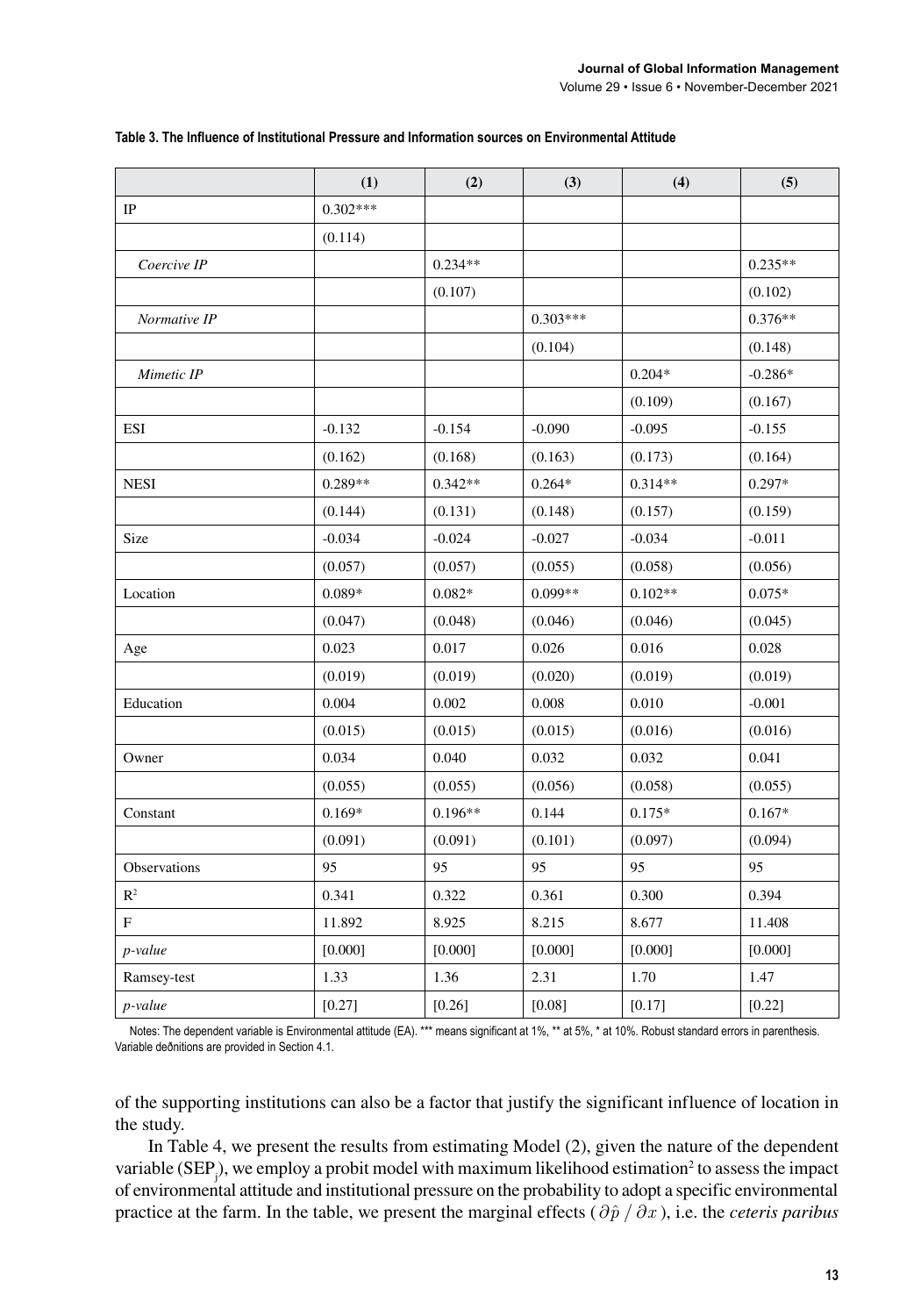**Table 3. The Influence of Institutional Pressure and Information sources on Environmental Attitude**

| | (1) | (2) | (3) | (4) | (5) |
|---|---|---|---|---|---|
| IP | 0.302*** | | | | |
| | (0.114) | | | | |
| *Coercive IP* | | 0.234** | | | 0.235** |
| | | (0.107) | | | (0.102) |
| *Normative IP* | | | 0.303*** | | 0.376** |
| | | | (0.104) | | (0.148) |
| *Mimetic IP* | | | | 0.204* | -0.286* |
| | | | | (0.109) | (0.167) |
| ESI | -0.132 | -0.154 | -0.090 | -0.095 | -0.155 |
| | (0.162) | (0.168) | (0.163) | (0.173) | (0.164) |
| NESI | 0.289** | 0.342** | 0.264* | 0.314** | 0.297* |
| | (0.144) | (0.131) | (0.148) | (0.157) | (0.159) |
| Size | -0.034 | -0.024 | -0.027 | -0.034 | -0.011 |
| | (0.057) | (0.057) | (0.055) | (0.058) | (0.056) |
| Location | 0.089* | 0.082* | 0.099** | 0.102** | 0.075* |
| | (0.047) | (0.048) | (0.046) | (0.046) | (0.045) |
| Age | 0.023 | 0.017 | 0.026 | 0.016 | 0.028 |
| | (0.019) | (0.019) | (0.020) | (0.019) | (0.019) |
| Education | 0.004 | 0.002 | 0.008 | 0.010 | -0.001 |
| | (0.015) | (0.015) | (0.015) | (0.016) | (0.016) |
| Owner | 0.034 | 0.040 | 0.032 | 0.032 | 0.041 |
| | (0.055) | (0.055) | (0.056) | (0.058) | (0.055) |
| Constant | 0.169* | 0.196** | 0.144 | 0.175* | 0.167* |
| | (0.091) | (0.091) | (0.101) | (0.097) | (0.094) |
| Observations | 95 | 95 | 95 | 95 | 95 |
| $R^2$ | 0.341 | 0.322 | 0.361 | 0.300 | 0.394 |
| F | 11.892 | 8.925 | 8.215 | 8.677 | 11.408 |
| *p-value* | [0.000] | [0.000] | [0.000] | [0.000] | [0.000] |
| Ramsey-test | 1.33 | 1.36 | 2.31 | 1.70 | 1.47 |
| *p-value* | [0.27] | [0.26] | [0.08] | [0.17] | [0.22] |

Notes: The dependent variable is Environmental attitude (EA). *** means significant at 1%, ** at 5%, * at 10%. Robust standard errors in parenthesis. Variable definitions are provided in Section 4.1.

of the supporting institutions can also be a factor that justify the significant influence of location in the study.

In Table 4, we present the results from estimating Model (2), given the nature of the dependent variable ($SEP_j$), we employ a probit model with maximum likelihood estimation[2] to assess the impact of environmental attitude and institutional pressure on the probability to adopt a specific environmental practice at the farm. In the table, we present the marginal effects ($\partial \hat{p} / \partial x$), i.e. the *ceteris paribus*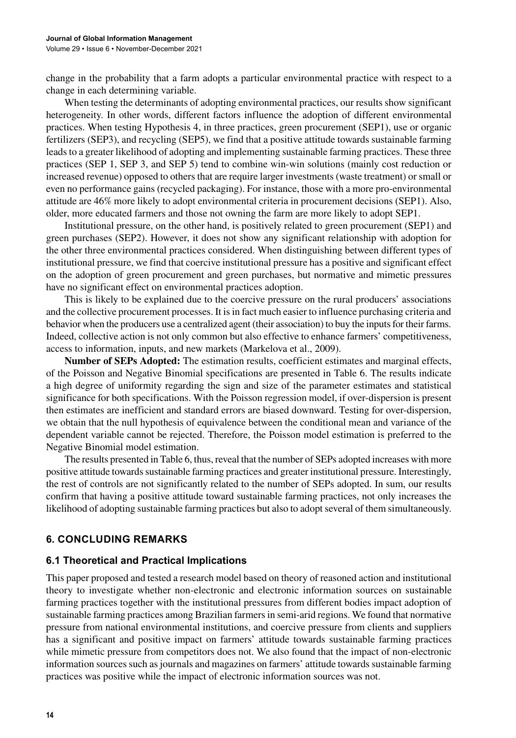change in the probability that a farm adopts a particular environmental practice with respect to a change in each determining variable.

When testing the determinants of adopting environmental practices, our results show significant heterogeneity. In other words, different factors influence the adoption of different environmental practices. When testing Hypothesis 4, in three practices, green procurement (SEP1), use or organic fertilizers (SEP3), and recycling (SEP5), we find that a positive attitude towards sustainable farming leads to a greater likelihood of adopting and implementing sustainable farming practices. These three practices (SEP 1, SEP 3, and SEP 5) tend to combine win-win solutions (mainly cost reduction or increased revenue) opposed to others that are require larger investments (waste treatment) or small or even no performance gains (recycled packaging). For instance, those with a more pro-environmental attitude are 46% more likely to adopt environmental criteria in procurement decisions (SEP1). Also, older, more educated farmers and those not owning the farm are more likely to adopt SEP1.

Institutional pressure, on the other hand, is positively related to green procurement (SEP1) and green purchases (SEP2). However, it does not show any significant relationship with adoption for the other three environmental practices considered. When distinguishing between different types of institutional pressure, we find that coercive institutional pressure has a positive and significant effect on the adoption of green procurement and green purchases, but normative and mimetic pressures have no significant effect on environmental practices adoption.

This is likely to be explained due to the coercive pressure on the rural producers' associations and the collective procurement processes. It is in fact much easier to influence purchasing criteria and behavior when the producers use a centralized agent (their association) to buy the inputs for their farms. Indeed, collective action is not only common but also effective to enhance farmers' competitiveness, access to information, inputs, and new markets (Markelova et al., 2009).

**Number of SEPs Adopted:** The estimation results, coefficient estimates and marginal effects, of the Poisson and Negative Binomial specifications are presented in Table 6. The results indicate a high degree of uniformity regarding the sign and size of the parameter estimates and statistical significance for both specifications. With the Poisson regression model, if over-dispersion is present then estimates are inefficient and standard errors are biased downward. Testing for over-dispersion, we obtain that the null hypothesis of equivalence between the conditional mean and variance of the dependent variable cannot be rejected. Therefore, the Poisson model estimation is preferred to the Negative Binomial model estimation.

The results presented in Table 6, thus, reveal that the number of SEPs adopted increases with more positive attitude towards sustainable farming practices and greater institutional pressure. Interestingly, the rest of controls are not significantly related to the number of SEPs adopted. In sum, our results confirm that having a positive attitude toward sustainable farming practices, not only increases the likelihood of adopting sustainable farming practices but also to adopt several of them simultaneously.

## 6. CONCLUDING REMARKS

### 6.1 Theoretical and Practical Implications

This paper proposed and tested a research model based on theory of reasoned action and institutional theory to investigate whether non-electronic and electronic information sources on sustainable farming practices together with the institutional pressures from different bodies impact adoption of sustainable farming practices among Brazilian farmers in semi-arid regions. We found that normative pressure from national environmental institutions, and coercive pressure from clients and suppliers has a significant and positive impact on farmers' attitude towards sustainable farming practices while mimetic pressure from competitors does not. We also found that the impact of non-electronic information sources such as journals and magazines on farmers' attitude towards sustainable farming practices was positive while the impact of electronic information sources was not.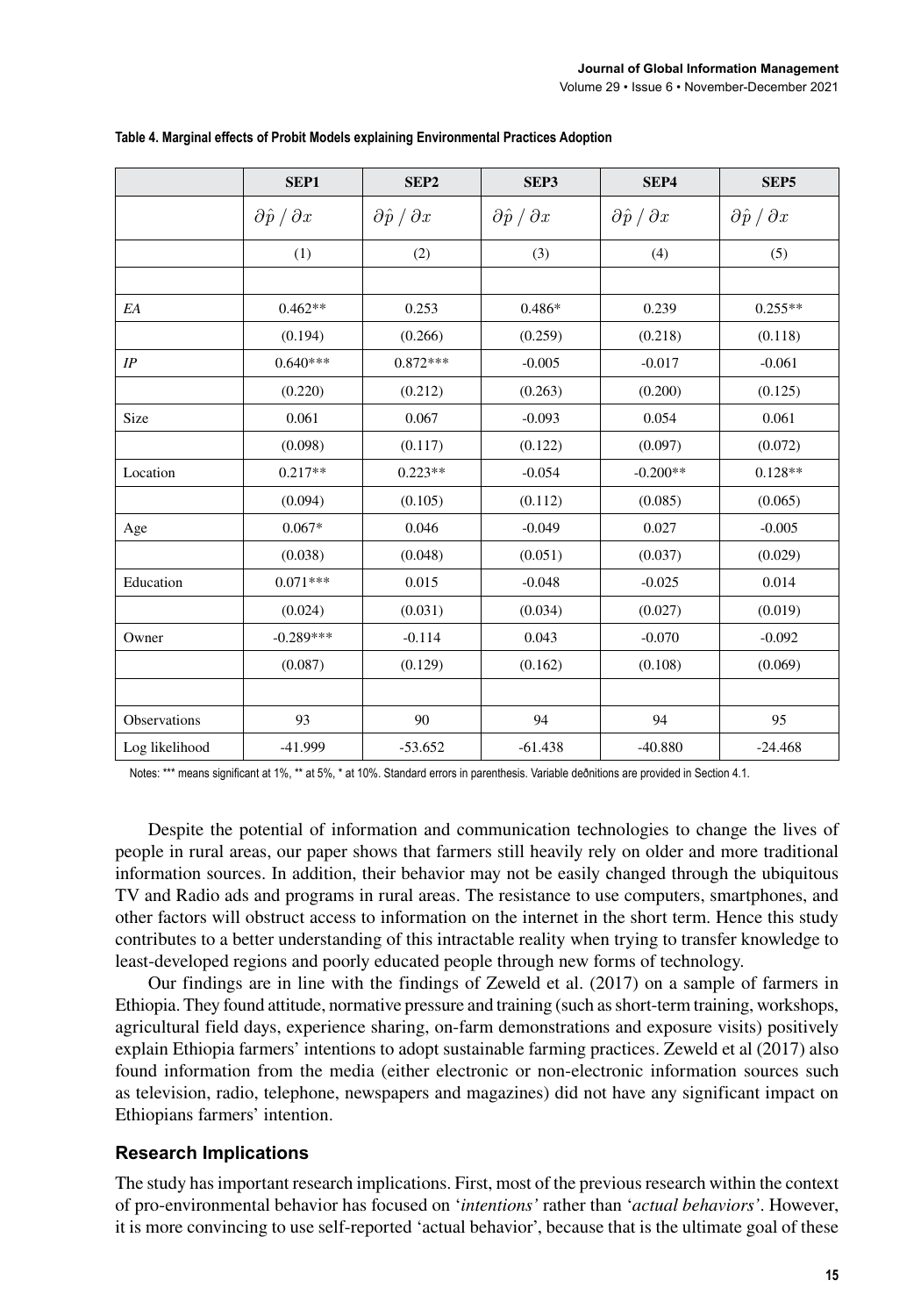**Table 4. Marginal effects of Probit Models explaining Environmental Practices Adoption**

| | SEP1 | SEP2 | SEP3 | SEP4 | SEP5 |
|---|---|---|---|---|---|
| | $\partial \hat{p} / \partial x$ | $\partial \hat{p} / \partial x$ | $\partial \hat{p} / \partial x$ | $\partial \hat{p} / \partial x$ | $\partial \hat{p} / \partial x$ |
| | (1) | (2) | (3) | (4) | (5) |
| | | | | | |
| *EA* | 0.462** | 0.253 | 0.486* | 0.239 | 0.255** |
| | (0.194) | (0.266) | (0.259) | (0.218) | (0.118) |
| *IP* | 0.640*** | 0.872*** | -0.005 | -0.017 | -0.061 |
| | (0.220) | (0.212) | (0.263) | (0.200) | (0.125) |
| Size | 0.061 | 0.067 | -0.093 | 0.054 | 0.061 |
| | (0.098) | (0.117) | (0.122) | (0.097) | (0.072) |
| Location | 0.217** | 0.223** | -0.054 | -0.200** | 0.128** |
| | (0.094) | (0.105) | (0.112) | (0.085) | (0.065) |
| Age | 0.067* | 0.046 | -0.049 | 0.027 | -0.005 |
| | (0.038) | (0.048) | (0.051) | (0.037) | (0.029) |
| Education | 0.071*** | 0.015 | -0.048 | -0.025 | 0.014 |
| | (0.024) | (0.031) | (0.034) | (0.027) | (0.019) |
| Owner | -0.289*** | -0.114 | 0.043 | -0.070 | -0.092 |
| | (0.087) | (0.129) | (0.162) | (0.108) | (0.069) |
| | | | | | |
| Observations | 93 | 90 | 94 | 94 | 95 |
| Log likelihood | -41.999 | -53.652 | -61.438 | -40.880 | -24.468 |

Notes: *** means significant at 1%, ** at 5%, * at 10%. Standard errors in parenthesis. Variable definitions are provided in Section 4.1.

Despite the potential of information and communication technologies to change the lives of people in rural areas, our paper shows that farmers still heavily rely on older and more traditional information sources. In addition, their behavior may not be easily changed through the ubiquitous TV and Radio ads and programs in rural areas. The resistance to use computers, smartphones, and other factors will obstruct access to information on the internet in the short term. Hence this study contributes to a better understanding of this intractable reality when trying to transfer knowledge to least-developed regions and poorly educated people through new forms of technology.

Our findings are in line with the findings of Zeweld et al. (2017) on a sample of farmers in Ethiopia. They found attitude, normative pressure and training (such as short-term training, workshops, agricultural field days, experience sharing, on-farm demonstrations and exposure visits) positively explain Ethiopia farmers' intentions to adopt sustainable farming practices. Zeweld et al (2017) also found information from the media (either electronic or non-electronic information sources such as television, radio, telephone, newspapers and magazines) did not have any significant impact on Ethiopians farmers' intention.

### Research Implications

The study has important research implications. First, most of the previous research within the context of pro-environmental behavior has focused on '*intentions'* rather than '*actual behaviors'*. However, it is more convincing to use self-reported 'actual behavior', because that is the ultimate goal of these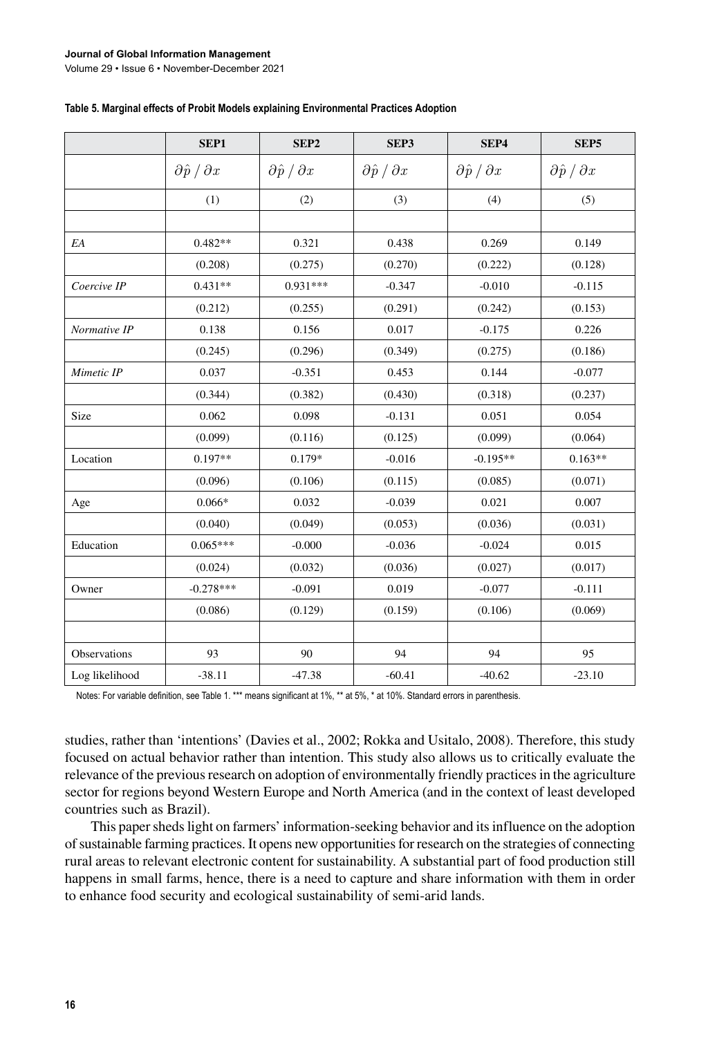**Table 5. Marginal effects of Probit Models explaining Environmental Practices Adoption**

| | SEP1 | SEP2 | SEP3 | SEP4 | SEP5 |
|---|---|---|---|---|---|
| | $\partial \hat{p} / \partial x$ | $\partial \hat{p} / \partial x$ | $\partial \hat{p} / \partial x$ | $\partial \hat{p} / \partial x$ | $\partial \hat{p} / \partial x$ |
| | (1) | (2) | (3) | (4) | (5) |
| | | | | | |
| *EA* | 0.482** | 0.321 | 0.438 | 0.269 | 0.149 |
| | (0.208) | (0.275) | (0.270) | (0.222) | (0.128) |
| *Coercive IP* | 0.431** | 0.931*** | -0.347 | -0.010 | -0.115 |
| | (0.212) | (0.255) | (0.291) | (0.242) | (0.153) |
| *Normative IP* | 0.138 | 0.156 | 0.017 | -0.175 | 0.226 |
| | (0.245) | (0.296) | (0.349) | (0.275) | (0.186) |
| *Mimetic IP* | 0.037 | -0.351 | 0.453 | 0.144 | -0.077 |
| | (0.344) | (0.382) | (0.430) | (0.318) | (0.237) |
| Size | 0.062 | 0.098 | -0.131 | 0.051 | 0.054 |
| | (0.099) | (0.116) | (0.125) | (0.099) | (0.064) |
| Location | 0.197** | 0.179* | -0.016 | -0.195** | 0.163** |
| | (0.096) | (0.106) | (0.115) | (0.085) | (0.071) |
| Age | 0.066* | 0.032 | -0.039 | 0.021 | 0.007 |
| | (0.040) | (0.049) | (0.053) | (0.036) | (0.031) |
| Education | 0.065*** | -0.000 | -0.036 | -0.024 | 0.015 |
| | (0.024) | (0.032) | (0.036) | (0.027) | (0.017) |
| Owner | -0.278*** | -0.091 | 0.019 | -0.077 | -0.111 |
| | (0.086) | (0.129) | (0.159) | (0.106) | (0.069) |
| | | | | | |
| Observations | 93 | 90 | 94 | 94 | 95 |
| Log likelihood | -38.11 | -47.38 | -60.41 | -40.62 | -23.10 |

Notes: For variable definition, see Table 1. *** means significant at 1%, ** at 5%, * at 10%. Standard errors in parenthesis.

studies, rather than 'intentions' (Davies et al., 2002; Rokka and Usitalo, 2008). Therefore, this study focused on actual behavior rather than intention. This study also allows us to critically evaluate the relevance of the previous research on adoption of environmentally friendly practices in the agriculture sector for regions beyond Western Europe and North America (and in the context of least developed countries such as Brazil).

This paper sheds light on farmers' information-seeking behavior and its influence on the adoption of sustainable farming practices. It opens new opportunities for research on the strategies of connecting rural areas to relevant electronic content for sustainability. A substantial part of food production still happens in small farms, hence, there is a need to capture and share information with them in order to enhance food security and ecological sustainability of semi-arid lands.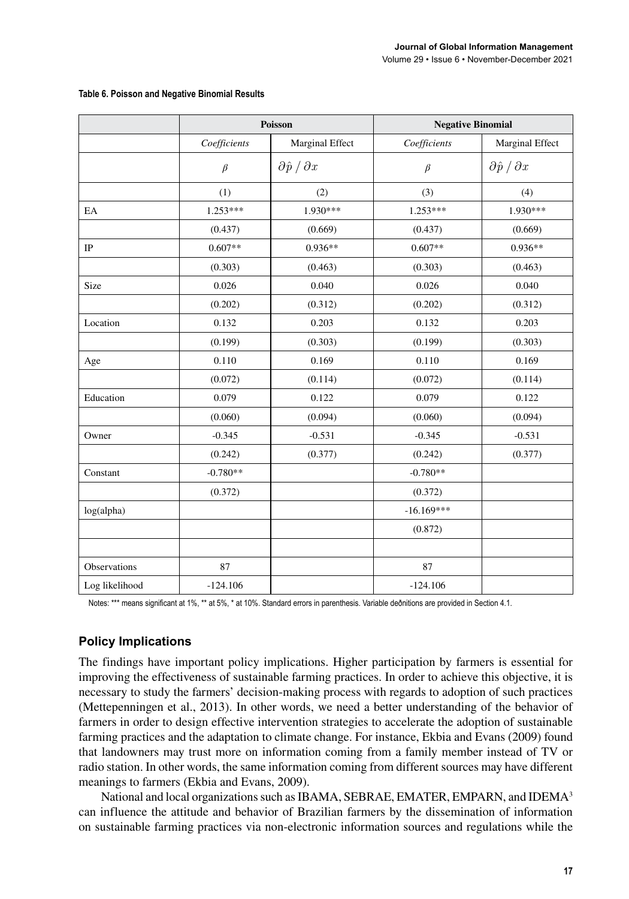**Table 6. Poisson and Negative Binomial Results**

| | Poisson | | Negative Binomial | |
|---|---|---|---|---|
| | *Coefficients* | Marginal Effect | *Coefficients* | Marginal Effect |
| | $\beta$ | $\partial \hat{p} / \partial x$ | $\beta$ | $\partial \hat{p} / \partial x$ |
| | (1) | (2) | (3) | (4) |
| EA | 1.253*** | 1.930*** | 1.253*** | 1.930*** |
| | (0.437) | (0.669) | (0.437) | (0.669) |
| IP | 0.607** | 0.936** | 0.607** | 0.936** |
| | (0.303) | (0.463) | (0.303) | (0.463) |
| Size | 0.026 | 0.040 | 0.026 | 0.040 |
| | (0.202) | (0.312) | (0.202) | (0.312) |
| Location | 0.132 | 0.203 | 0.132 | 0.203 |
| | (0.199) | (0.303) | (0.199) | (0.303) |
| Age | 0.110 | 0.169 | 0.110 | 0.169 |
| | (0.072) | (0.114) | (0.072) | (0.114) |
| Education | 0.079 | 0.122 | 0.079 | 0.122 |
| | (0.060) | (0.094) | (0.060) | (0.094) |
| Owner | -0.345 | -0.531 | -0.345 | -0.531 |
| | (0.242) | (0.377) | (0.242) | (0.377) |
| Constant | -0.780** | | -0.780** | |
| | (0.372) | | (0.372) | |
| log(alpha) | | | -16.169*** | |
| | | | (0.872) | |
| | | | | |
| Observations | 87 | | 87 | |
| Log likelihood | -124.106 | | -124.106 | |

Notes: *** means significant at 1%, ** at 5%, * at 10%. Standard errors in parenthesis. Variable definitions are provided in Section 4.1.

## Policy Implications

The findings have important policy implications. Higher participation by farmers is essential for improving the effectiveness of sustainable farming practices. In order to achieve this objective, it is necessary to study the farmers' decision-making process with regards to adoption of such practices (Mettepenningen et al., 2013). In other words, we need a better understanding of the behavior of farmers in order to design effective intervention strategies to accelerate the adoption of sustainable farming practices and the adaptation to climate change. For instance, Ekbia and Evans (2009) found that landowners may trust more on information coming from a family member instead of TV or radio station. In other words, the same information coming from different sources may have different meanings to farmers (Ekbia and Evans, 2009).

National and local organizations such as IBAMA, SEBRAE, EMATER, EMPARN, and IDEMA[3] can influence the attitude and behavior of Brazilian farmers by the dissemination of information on sustainable farming practices via non-electronic information sources and regulations while the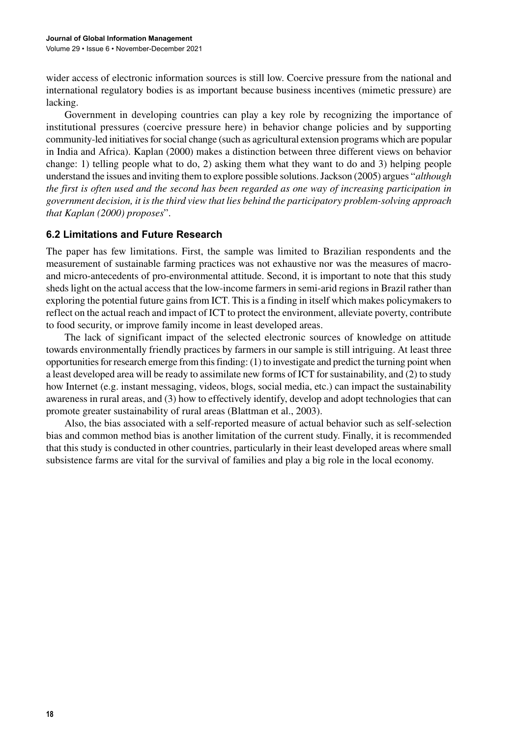wider access of electronic information sources is still low. Coercive pressure from the national and international regulatory bodies is as important because business incentives (mimetic pressure) are lacking.

Government in developing countries can play a key role by recognizing the importance of institutional pressures (coercive pressure here) in behavior change policies and by supporting community-led initiatives for social change (such as agricultural extension programs which are popular in India and Africa). Kaplan (2000) makes a distinction between three different views on behavior change: 1) telling people what to do, 2) asking them what they want to do and 3) helping people understand the issues and inviting them to explore possible solutions. Jackson (2005) argues "*although the first is often used and the second has been regarded as one way of increasing participation in government decision, it is the third view that lies behind the participatory problem-solving approach that Kaplan (2000) proposes*".

### 6.2 Limitations and Future Research

The paper has few limitations. First, the sample was limited to Brazilian respondents and the measurement of sustainable farming practices was not exhaustive nor was the measures of macro- and micro-antecedents of pro-environmental attitude. Second, it is important to note that this study sheds light on the actual access that the low-income farmers in semi-arid regions in Brazil rather than exploring the potential future gains from ICT. This is a finding in itself which makes policymakers to reflect on the actual reach and impact of ICT to protect the environment, alleviate poverty, contribute to food security, or improve family income in least developed areas.

The lack of significant impact of the selected electronic sources of knowledge on attitude towards environmentally friendly practices by farmers in our sample is still intriguing. At least three opportunities for research emerge from this finding: (1) to investigate and predict the turning point when a least developed area will be ready to assimilate new forms of ICT for sustainability, and (2) to study how Internet (e.g. instant messaging, videos, blogs, social media, etc.) can impact the sustainability awareness in rural areas, and (3) how to effectively identify, develop and adopt technologies that can promote greater sustainability of rural areas (Blattman et al., 2003).

Also, the bias associated with a self-reported measure of actual behavior such as self-selection bias and common method bias is another limitation of the current study. Finally, it is recommended that this study is conducted in other countries, particularly in their least developed areas where small subsistence farms are vital for the survival of families and play a big role in the local economy.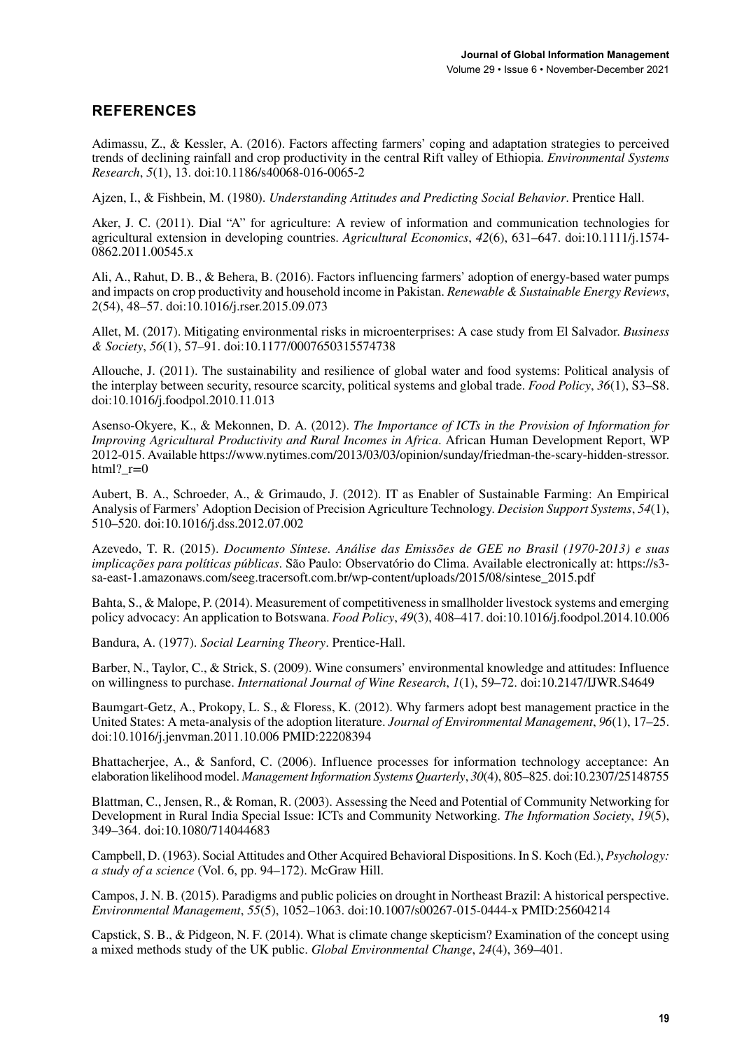## REFERENCES

Adimassu, Z., & Kessler, A. (2016). Factors affecting farmers' coping and adaptation strategies to perceived trends of declining rainfall and crop productivity in the central Rift valley of Ethiopia. *Environmental Systems Research*, *5*(1), 13. doi:10.1186/s40068-016-0065-2

Ajzen, I., & Fishbein, M. (1980). *Understanding Attitudes and Predicting Social Behavior*. Prentice Hall.

Aker, J. C. (2011). Dial "A" for agriculture: A review of information and communication technologies for agricultural extension in developing countries. *Agricultural Economics*, *42*(6), 631–647. doi:10.1111/j.1574-0862.2011.00545.x

Ali, A., Rahut, D. B., & Behera, B. (2016). Factors influencing farmers' adoption of energy-based water pumps and impacts on crop productivity and household income in Pakistan. *Renewable & Sustainable Energy Reviews*, *2*(54), 48–57. doi:10.1016/j.rser.2015.09.073

Allet, M. (2017). Mitigating environmental risks in microenterprises: A case study from El Salvador. *Business & Society*, *56*(1), 57–91. doi:10.1177/0007650315574738

Allouche, J. (2011). The sustainability and resilience of global water and food systems: Political analysis of the interplay between security, resource scarcity, political systems and global trade. *Food Policy*, *36*(1), S3–S8. doi:10.1016/j.foodpol.2010.11.013

Asenso-Okyere, K., & Mekonnen, D. A. (2012). *The Importance of ICTs in the Provision of Information for Improving Agricultural Productivity and Rural Incomes in Africa*. African Human Development Report, WP 2012-015. Available https://www.nytimes.com/2013/03/03/opinion/sunday/friedman-the-scary-hidden-stressor.html?_r=0

Aubert, B. A., Schroeder, A., & Grimaudo, J. (2012). IT as Enabler of Sustainable Farming: An Empirical Analysis of Farmers' Adoption Decision of Precision Agriculture Technology. *Decision Support Systems*, *54*(1), 510–520. doi:10.1016/j.dss.2012.07.002

Azevedo, T. R. (2015). *Documento Síntese. Análise das Emissões de GEE no Brasil (1970-2013) e suas implicações para políticas públicas*. São Paulo: Observatório do Clima. Available electronically at: https://s3-sa-east-1.amazonaws.com/seeg.tracersoft.com.br/wp-content/uploads/2015/08/sintese_2015.pdf

Bahta, S., & Malope, P. (2014). Measurement of competitiveness in smallholder livestock systems and emerging policy advocacy: An application to Botswana. *Food Policy*, *49*(3), 408–417. doi:10.1016/j.foodpol.2014.10.006

Bandura, A. (1977). *Social Learning Theory*. Prentice-Hall.

Barber, N., Taylor, C., & Strick, S. (2009). Wine consumers' environmental knowledge and attitudes: Influence on willingness to purchase. *International Journal of Wine Research*, *1*(1), 59–72. doi:10.2147/IJWR.S4649

Baumgart-Getz, A., Prokopy, L. S., & Floress, K. (2012). Why farmers adopt best management practice in the United States: A meta-analysis of the adoption literature. *Journal of Environmental Management*, *96*(1), 17–25. doi:10.1016/j.jenvman.2011.10.006 PMID:22208394

Bhattacherjee, A., & Sanford, C. (2006). Influence processes for information technology acceptance: An elaboration likelihood model. *Management Information Systems Quarterly*, *30*(4), 805–825. doi:10.2307/25148755

Blattman, C., Jensen, R., & Roman, R. (2003). Assessing the Need and Potential of Community Networking for Development in Rural India Special Issue: ICTs and Community Networking. *The Information Society*, *19*(5), 349–364. doi:10.1080/714044683

Campbell, D. (1963). Social Attitudes and Other Acquired Behavioral Dispositions. In S. Koch (Ed.), *Psychology: a study of a science* (Vol. 6, pp. 94–172). McGraw Hill.

Campos, J. N. B. (2015). Paradigms and public policies on drought in Northeast Brazil: A historical perspective. *Environmental Management*, *55*(5), 1052–1063. doi:10.1007/s00267-015-0444-x PMID:25604214

Capstick, S. B., & Pidgeon, N. F. (2014). What is climate change skepticism? Examination of the concept using a mixed methods study of the UK public. *Global Environmental Change*, *24*(4), 369–401.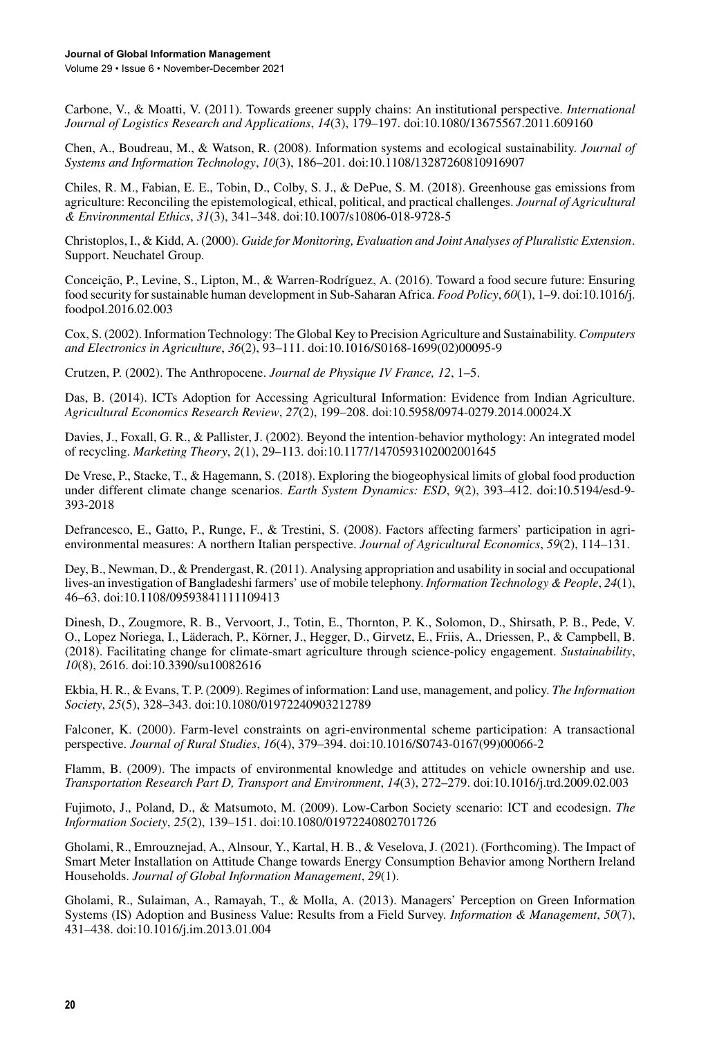Carbone, V., & Moatti, V. (2011). Towards greener supply chains: An institutional perspective. *International Journal of Logistics Research and Applications*, *14*(3), 179–197. doi:10.1080/13675567.2011.609160

Chen, A., Boudreau, M., & Watson, R. (2008). Information systems and ecological sustainability. *Journal of Systems and Information Technology*, *10*(3), 186–201. doi:10.1108/13287260810916907

Chiles, R. M., Fabian, E. E., Tobin, D., Colby, S. J., & DePue, S. M. (2018). Greenhouse gas emissions from agriculture: Reconciling the epistemological, ethical, political, and practical challenges. *Journal of Agricultural & Environmental Ethics*, *31*(3), 341–348. doi:10.1007/s10806-018-9728-5

Christoplos, I., & Kidd, A. (2000). *Guide for Monitoring, Evaluation and Joint Analyses of Pluralistic Extension*. Support. Neuchatel Group.

Conceição, P., Levine, S., Lipton, M., & Warren-Rodríguez, A. (2016). Toward a food secure future: Ensuring food security for sustainable human development in Sub-Saharan Africa. *Food Policy*, *60*(1), 1–9. doi:10.1016/j.foodpol.2016.02.003

Cox, S. (2002). Information Technology: The Global Key to Precision Agriculture and Sustainability. *Computers and Electronics in Agriculture*, *36*(2), 93–111. doi:10.1016/S0168-1699(02)00095-9

Crutzen, P. (2002). The Anthropocene. *Journal de Physique IV France, 12*, 1–5.

Das, B. (2014). ICTs Adoption for Accessing Agricultural Information: Evidence from Indian Agriculture. *Agricultural Economics Research Review*, *27*(2), 199–208. doi:10.5958/0974-0279.2014.00024.X

Davies, J., Foxall, G. R., & Pallister, J. (2002). Beyond the intention-behavior mythology: An integrated model of recycling. *Marketing Theory*, *2*(1), 29–113. doi:10.1177/1470593102002001645

De Vrese, P., Stacke, T., & Hagemann, S. (2018). Exploring the biogeophysical limits of global food production under different climate change scenarios. *Earth System Dynamics: ESD*, *9*(2), 393–412. doi:10.5194/esd-9-393-2018

Defrancesco, E., Gatto, P., Runge, F., & Trestini, S. (2008). Factors affecting farmers' participation in agri-environmental measures: A northern Italian perspective. *Journal of Agricultural Economics*, *59*(2), 114–131.

Dey, B., Newman, D., & Prendergast, R. (2011). Analysing appropriation and usability in social and occupational lives-an investigation of Bangladeshi farmers' use of mobile telephony. *Information Technology & People*, *24*(1), 46–63. doi:10.1108/09593841111109413

Dinesh, D., Zougmore, R. B., Vervoort, J., Totin, E., Thornton, P. K., Solomon, D., Shirsath, P. B., Pede, V. O., Lopez Noriega, I., Läderach, P., Körner, J., Hegger, D., Girvetz, E., Friis, A., Driessen, P., & Campbell, B. (2018). Facilitating change for climate-smart agriculture through science-policy engagement. *Sustainability*, *10*(8), 2616. doi:10.3390/su10082616

Ekbia, H. R., & Evans, T. P. (2009). Regimes of information: Land use, management, and policy. *The Information Society*, *25*(5), 328–343. doi:10.1080/01972240903212789

Falconer, K. (2000). Farm-level constraints on agri-environmental scheme participation: A transactional perspective. *Journal of Rural Studies*, *16*(4), 379–394. doi:10.1016/S0743-0167(99)00066-2

Flamm, B. (2009). The impacts of environmental knowledge and attitudes on vehicle ownership and use. *Transportation Research Part D, Transport and Environment*, *14*(3), 272–279. doi:10.1016/j.trd.2009.02.003

Fujimoto, J., Poland, D., & Matsumoto, M. (2009). Low-Carbon Society scenario: ICT and ecodesign. *The Information Society*, *25*(2), 139–151. doi:10.1080/01972240802701726

Gholami, R., Emrouznejad, A., Alnsour, Y., Kartal, H. B., & Veselova, J. (2021). (Forthcoming). The Impact of Smart Meter Installation on Attitude Change towards Energy Consumption Behavior among Northern Ireland Households. *Journal of Global Information Management*, *29*(1).

Gholami, R., Sulaiman, A., Ramayah, T., & Molla, A. (2013). Managers' Perception on Green Information Systems (IS) Adoption and Business Value: Results from a Field Survey. *Information & Management*, *50*(7), 431–438. doi:10.1016/j.im.2013.01.004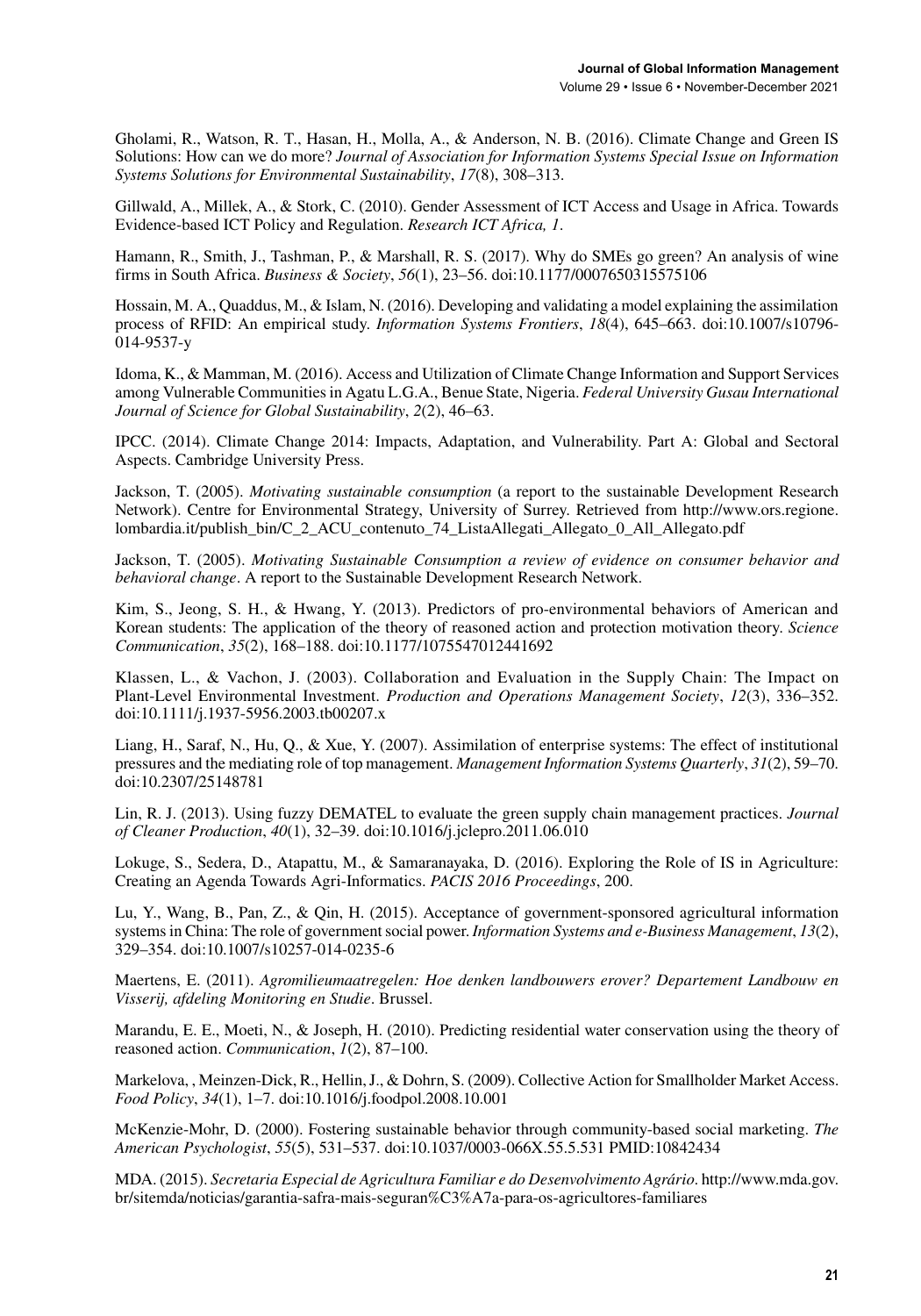Gholami, R., Watson, R. T., Hasan, H., Molla, A., & Anderson, N. B. (2016). Climate Change and Green IS Solutions: How can we do more? *Journal of Association for Information Systems Special Issue on Information Systems Solutions for Environmental Sustainability*, *17*(8), 308–313.

Gillwald, A., Millek, A., & Stork, C. (2010). Gender Assessment of ICT Access and Usage in Africa. Towards Evidence-based ICT Policy and Regulation. *Research ICT Africa, 1*.

Hamann, R., Smith, J., Tashman, P., & Marshall, R. S. (2017). Why do SMEs go green? An analysis of wine firms in South Africa. *Business & Society*, *56*(1), 23–56. doi:10.1177/0007650315575106

Hossain, M. A., Quaddus, M., & Islam, N. (2016). Developing and validating a model explaining the assimilation process of RFID: An empirical study. *Information Systems Frontiers*, *18*(4), 645–663. doi:10.1007/s10796-014-9537-y

Idoma, K., & Mamman, M. (2016). Access and Utilization of Climate Change Information and Support Services among Vulnerable Communities in Agatu L.G.A., Benue State, Nigeria. *Federal University Gusau International Journal of Science for Global Sustainability*, *2*(2), 46–63.

IPCC. (2014). Climate Change 2014: Impacts, Adaptation, and Vulnerability. Part A: Global and Sectoral Aspects. Cambridge University Press.

Jackson, T. (2005). *Motivating sustainable consumption* (a report to the sustainable Development Research Network). Centre for Environmental Strategy, University of Surrey. Retrieved from http://www.ors.regione.lombardia.it/publish_bin/C_2_ACU_contenuto_74_ListaAllegati_Allegato_0_All_Allegato.pdf

Jackson, T. (2005). *Motivating Sustainable Consumption a review of evidence on consumer behavior and behavioral change*. A report to the Sustainable Development Research Network.

Kim, S., Jeong, S. H., & Hwang, Y. (2013). Predictors of pro-environmental behaviors of American and Korean students: The application of the theory of reasoned action and protection motivation theory. *Science Communication*, *35*(2), 168–188. doi:10.1177/1075547012441692

Klassen, L., & Vachon, J. (2003). Collaboration and Evaluation in the Supply Chain: The Impact on Plant-Level Environmental Investment. *Production and Operations Management Society*, *12*(3), 336–352. doi:10.1111/j.1937-5956.2003.tb00207.x

Liang, H., Saraf, N., Hu, Q., & Xue, Y. (2007). Assimilation of enterprise systems: The effect of institutional pressures and the mediating role of top management. *Management Information Systems Quarterly*, *31*(2), 59–70. doi:10.2307/25148781

Lin, R. J. (2013). Using fuzzy DEMATEL to evaluate the green supply chain management practices. *Journal of Cleaner Production*, *40*(1), 32–39. doi:10.1016/j.jclepro.2011.06.010

Lokuge, S., Sedera, D., Atapattu, M., & Samaranayaka, D. (2016). Exploring the Role of IS in Agriculture: Creating an Agenda Towards Agri-Informatics. *PACIS 2016 Proceedings*, 200.

Lu, Y., Wang, B., Pan, Z., & Qin, H. (2015). Acceptance of government-sponsored agricultural information systems in China: The role of government social power. *Information Systems and e-Business Management*, *13*(2), 329–354. doi:10.1007/s10257-014-0235-6

Maertens, E. (2011). *Agromilieumaatregelen: Hoe denken landbouwers erover? Departement Landbouw en Visserij, afdeling Monitoring en Studie*. Brussel.

Marandu, E. E., Moeti, N., & Joseph, H. (2010). Predicting residential water conservation using the theory of reasoned action. *Communication*, *1*(2), 87–100.

Markelova, , Meinzen-Dick, R., Hellin, J., & Dohrn, S. (2009). Collective Action for Smallholder Market Access. *Food Policy*, *34*(1), 1–7. doi:10.1016/j.foodpol.2008.10.001

McKenzie-Mohr, D. (2000). Fostering sustainable behavior through community-based social marketing. *The American Psychologist*, *55*(5), 531–537. doi:10.1037/0003-066X.55.5.531 PMID:10842434

MDA. (2015). *Secretaria Especial de Agricultura Familiar e do Desenvolvimento Agrário*. http://www.mda.gov.br/sitemda/noticias/garantia-safra-mais-seguran%C3%A7a-para-os-agricultores-familiares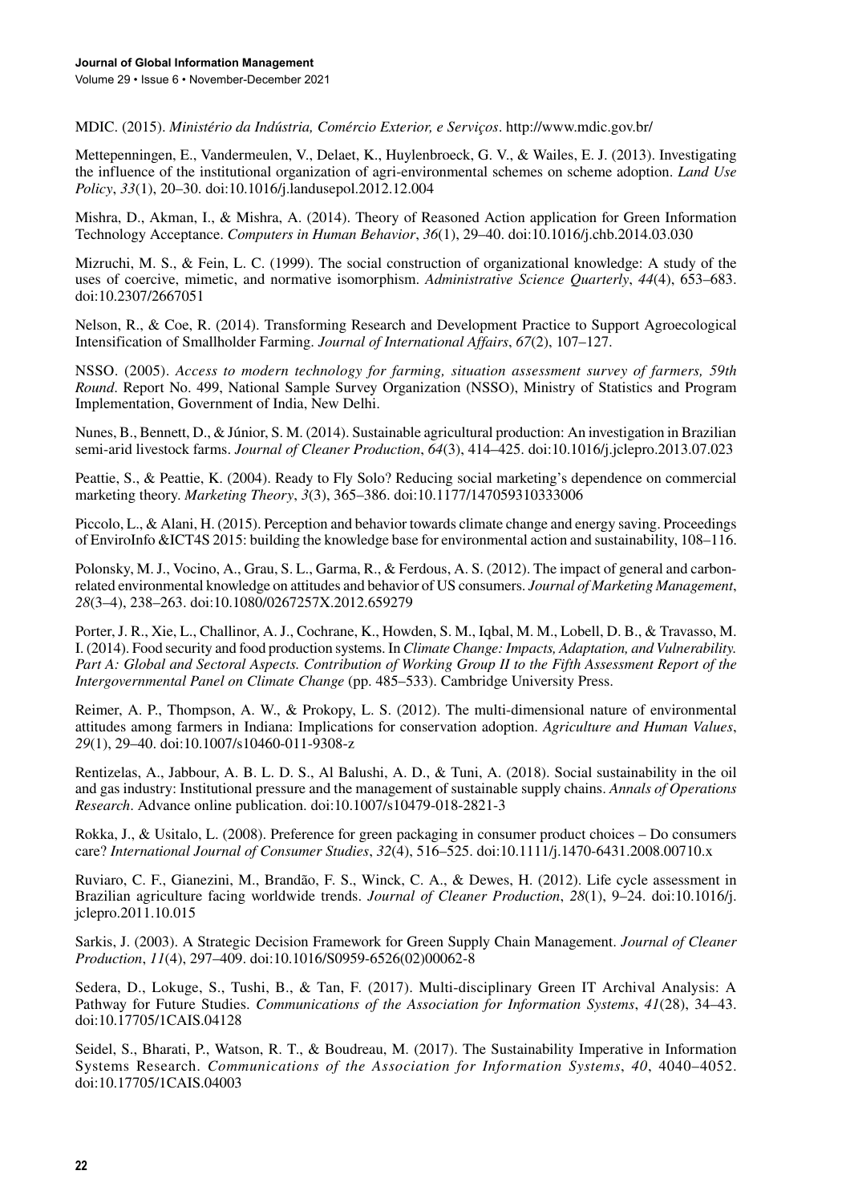MDIC. (2015). *Ministério da Indústria, Comércio Exterior, e Serviços*. http://www.mdic.gov.br/

Mettepenningen, E., Vandermeulen, V., Delaet, K., Huylenbroeck, G. V., & Wailes, E. J. (2013). Investigating the influence of the institutional organization of agri-environmental schemes on scheme adoption. *Land Use Policy*, *33*(1), 20–30. doi:10.1016/j.landusepol.2012.12.004

Mishra, D., Akman, I., & Mishra, A. (2014). Theory of Reasoned Action application for Green Information Technology Acceptance. *Computers in Human Behavior*, *36*(1), 29–40. doi:10.1016/j.chb.2014.03.030

Mizruchi, M. S., & Fein, L. C. (1999). The social construction of organizational knowledge: A study of the uses of coercive, mimetic, and normative isomorphism. *Administrative Science Quarterly*, *44*(4), 653–683. doi:10.2307/2667051

Nelson, R., & Coe, R. (2014). Transforming Research and Development Practice to Support Agroecological Intensification of Smallholder Farming. *Journal of International Affairs*, *67*(2), 107–127.

NSSO. (2005). *Access to modern technology for farming, situation assessment survey of farmers, 59th Round*. Report No. 499, National Sample Survey Organization (NSSO), Ministry of Statistics and Program Implementation, Government of India, New Delhi.

Nunes, B., Bennett, D., & Júnior, S. M. (2014). Sustainable agricultural production: An investigation in Brazilian semi-arid livestock farms. *Journal of Cleaner Production*, *64*(3), 414–425. doi:10.1016/j.jclepro.2013.07.023

Peattie, S., & Peattie, K. (2004). Ready to Fly Solo? Reducing social marketing's dependence on commercial marketing theory. *Marketing Theory*, *3*(3), 365–386. doi:10.1177/147059310333006

Piccolo, L., & Alani, H. (2015). Perception and behavior towards climate change and energy saving. Proceedings of EnviroInfo &ICT4S 2015: building the knowledge base for environmental action and sustainability, 108–116.

Polonsky, M. J., Vocino, A., Grau, S. L., Garma, R., & Ferdous, A. S. (2012). The impact of general and carbon-related environmental knowledge on attitudes and behavior of US consumers. *Journal of Marketing Management*, *28*(3–4), 238–263. doi:10.1080/0267257X.2012.659279

Porter, J. R., Xie, L., Challinor, A. J., Cochrane, K., Howden, S. M., Iqbal, M. M., Lobell, D. B., & Travasso, M. I. (2014). Food security and food production systems. In *Climate Change: Impacts, Adaptation, and Vulnerability. Part A: Global and Sectoral Aspects. Contribution of Working Group II to the Fifth Assessment Report of the Intergovernmental Panel on Climate Change* (pp. 485–533). Cambridge University Press.

Reimer, A. P., Thompson, A. W., & Prokopy, L. S. (2012). The multi-dimensional nature of environmental attitudes among farmers in Indiana: Implications for conservation adoption. *Agriculture and Human Values*, *29*(1), 29–40. doi:10.1007/s10460-011-9308-z

Rentizelas, A., Jabbour, A. B. L. D. S., Al Balushi, A. D., & Tuni, A. (2018). Social sustainability in the oil and gas industry: Institutional pressure and the management of sustainable supply chains. *Annals of Operations Research*. Advance online publication. doi:10.1007/s10479-018-2821-3

Rokka, J., & Usitalo, L. (2008). Preference for green packaging in consumer product choices – Do consumers care? *International Journal of Consumer Studies*, *32*(4), 516–525. doi:10.1111/j.1470-6431.2008.00710.x

Ruviaro, C. F., Gianezini, M., Brandão, F. S., Winck, C. A., & Dewes, H. (2012). Life cycle assessment in Brazilian agriculture facing worldwide trends. *Journal of Cleaner Production*, *28*(1), 9–24. doi:10.1016/j.jclepro.2011.10.015

Sarkis, J. (2003). A Strategic Decision Framework for Green Supply Chain Management. *Journal of Cleaner Production*, *11*(4), 297–409. doi:10.1016/S0959-6526(02)00062-8

Sedera, D., Lokuge, S., Tushi, B., & Tan, F. (2017). Multi-disciplinary Green IT Archival Analysis: A Pathway for Future Studies. *Communications of the Association for Information Systems*, *41*(28), 34–43. doi:10.17705/1CAIS.04128

Seidel, S., Bharati, P., Watson, R. T., & Boudreau, M. (2017). The Sustainability Imperative in Information Systems Research. *Communications of the Association for Information Systems*, *40*, 4040–4052. doi:10.17705/1CAIS.04003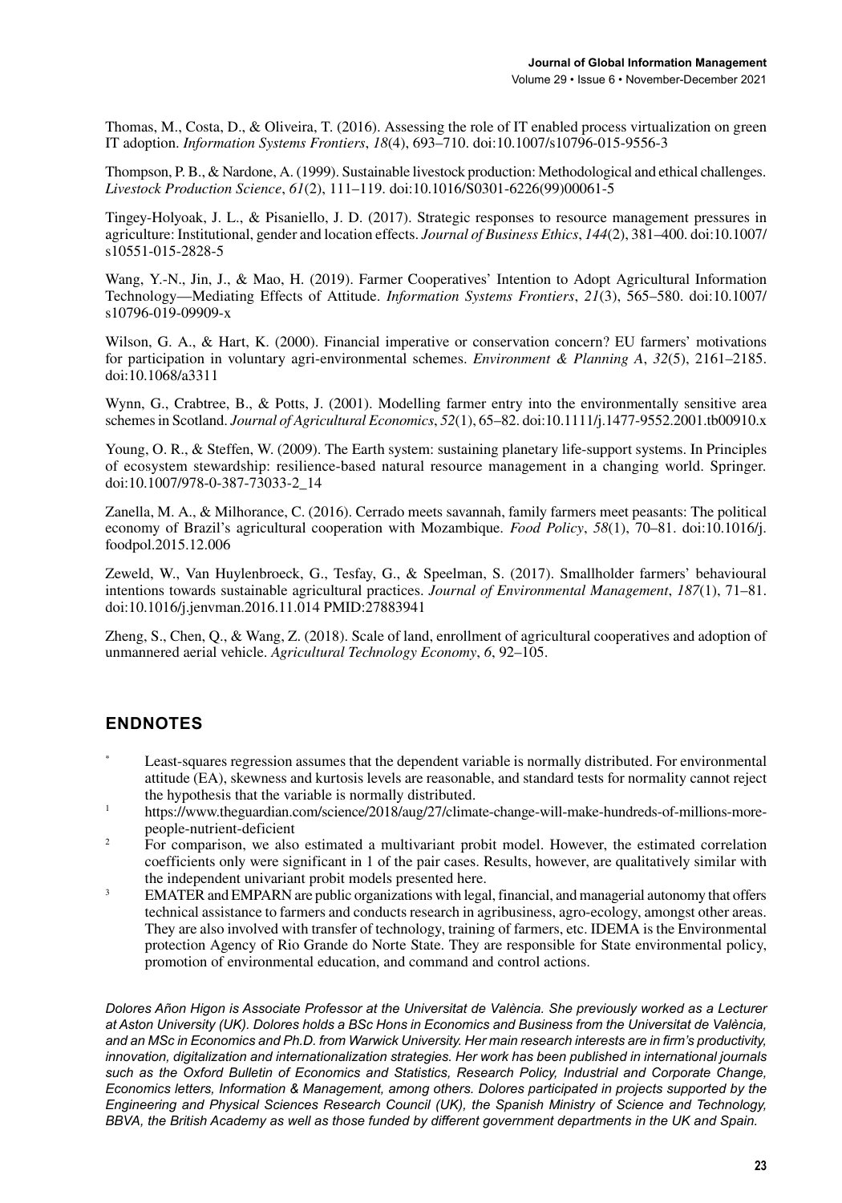Thomas, M., Costa, D., & Oliveira, T. (2016). Assessing the role of IT enabled process virtualization on green IT adoption. *Information Systems Frontiers*, *18*(4), 693–710. doi:10.1007/s10796-015-9556-3

Thompson, P. B., & Nardone, A. (1999). Sustainable livestock production: Methodological and ethical challenges. *Livestock Production Science*, *61*(2), 111–119. doi:10.1016/S0301-6226(99)00061-5

Tingey-Holyoak, J. L., & Pisaniello, J. D. (2017). Strategic responses to resource management pressures in agriculture: Institutional, gender and location effects. *Journal of Business Ethics*, *144*(2), 381–400. doi:10.1007/s10551-015-2828-5

Wang, Y.-N., Jin, J., & Mao, H. (2019). Farmer Cooperatives' Intention to Adopt Agricultural Information Technology—Mediating Effects of Attitude. *Information Systems Frontiers*, *21*(3), 565–580. doi:10.1007/s10796-019-09909-x

Wilson, G. A., & Hart, K. (2000). Financial imperative or conservation concern? EU farmers' motivations for participation in voluntary agri-environmental schemes. *Environment & Planning A*, *32*(5), 2161–2185. doi:10.1068/a3311

Wynn, G., Crabtree, B., & Potts, J. (2001). Modelling farmer entry into the environmentally sensitive area schemes in Scotland. *Journal of Agricultural Economics*, *52*(1), 65–82. doi:10.1111/j.1477-9552.2001.tb00910.x

Young, O. R., & Steffen, W. (2009). The Earth system: sustaining planetary life-support systems. In Principles of ecosystem stewardship: resilience-based natural resource management in a changing world. Springer. doi:10.1007/978-0-387-73033-2_14

Zanella, M. A., & Milhorance, C. (2016). Cerrado meets savannah, family farmers meet peasants: The political economy of Brazil's agricultural cooperation with Mozambique. *Food Policy*, *58*(1), 70–81. doi:10.1016/j.foodpol.2015.12.006

Zeweld, W., Van Huylenbroeck, G., Tesfay, G., & Speelman, S. (2017). Smallholder farmers' behavioural intentions towards sustainable agricultural practices. *Journal of Environmental Management*, *187*(1), 71–81. doi:10.1016/j.jenvman.2016.11.014 PMID:27883941

Zheng, S., Chen, Q., & Wang, Z. (2018). Scale of land, enrollment of agricultural cooperatives and adoption of unmannered aerial vehicle. *Agricultural Technology Economy*, *6*, 92–105.

## ENDNOTES

[*] Least-squares regression assumes that the dependent variable is normally distributed. For environmental attitude (EA), skewness and kurtosis levels are reasonable, and standard tests for normality cannot reject the hypothesis that the variable is normally distributed.

[1] https://www.theguardian.com/science/2018/aug/27/climate-change-will-make-hundreds-of-millions-more-people-nutrient-deficient

[2] For comparison, we also estimated a multivariant probit model. However, the estimated correlation coefficients only were significant in 1 of the pair cases. Results, however, are qualitatively similar with the independent univariant probit models presented here.

[3] EMATER and EMPARN are public organizations with legal, financial, and managerial autonomy that offers technical assistance to farmers and conducts research in agribusiness, agro-ecology, amongst other areas. They are also involved with transfer of technology, training of farmers, etc. IDEMA is the Environmental protection Agency of Rio Grande do Norte State. They are responsible for State environmental policy, promotion of environmental education, and command and control actions.

*Dolores Añon Higon is Associate Professor at the Universitat de València. She previously worked as a Lecturer at Aston University (UK). Dolores holds a BSc Hons in Economics and Business from the Universitat de València, and an MSc in Economics and Ph.D. from Warwick University. Her main research interests are in firm's productivity, innovation, digitalization and internationalization strategies. Her work has been published in international journals such as the Oxford Bulletin of Economics and Statistics, Research Policy, Industrial and Corporate Change, Economics letters, Information & Management, among others. Dolores participated in projects supported by the Engineering and Physical Sciences Research Council (UK), the Spanish Ministry of Science and Technology, BBVA, the British Academy as well as those funded by different government departments in the UK and Spain.*